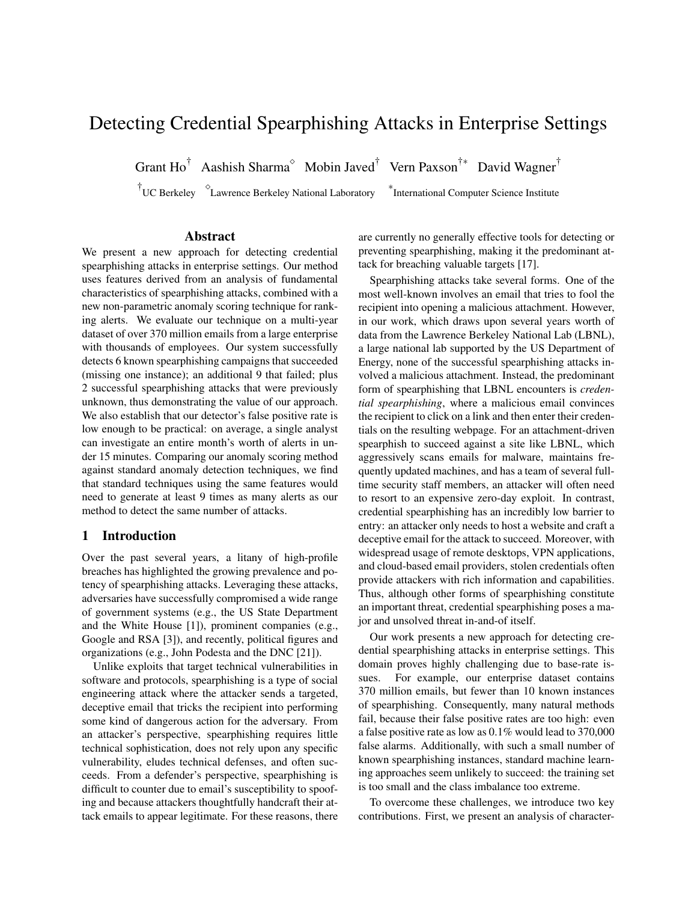# Detecting Credential Spearphishing Attacks in Enterprise Settings

Grant Ho[†] Aashish Sharma[◇] Mobin Javed[†] Vern Paxson[†*] David Wagner[†]

[†]UC Berkeley [◇]Lawrence Berkeley National Laboratory [*]International Computer Science Institute

## Abstract

We present a new approach for detecting credential spearphishing attacks in enterprise settings. Our method uses features derived from an analysis of fundamental characteristics of spearphishing attacks, combined with a new non-parametric anomaly scoring technique for ranking alerts. We evaluate our technique on a multi-year dataset of over 370 million emails from a large enterprise with thousands of employees. Our system successfully detects 6 known spearphishing campaigns that succeeded (missing one instance); an additional 9 that failed; plus 2 successful spearphishing attacks that were previously unknown, thus demonstrating the value of our approach. We also establish that our detector's false positive rate is low enough to be practical: on average, a single analyst can investigate an entire month's worth of alerts in under 15 minutes. Comparing our anomaly scoring method against standard anomaly detection techniques, we find that standard techniques using the same features would need to generate at least 9 times as many alerts as our method to detect the same number of attacks.

## 1 Introduction

Over the past several years, a litany of high-profile breaches has highlighted the growing prevalence and potency of spearphishing attacks. Leveraging these attacks, adversaries have successfully compromised a wide range of government systems (e.g., the US State Department and the White House [1]), prominent companies (e.g., Google and RSA [3]), and recently, political figures and organizations (e.g., John Podesta and the DNC [21]).

Unlike exploits that target technical vulnerabilities in software and protocols, spearphishing is a type of social engineering attack where the attacker sends a targeted, deceptive email that tricks the recipient into performing some kind of dangerous action for the adversary. From an attacker's perspective, spearphishing requires little technical sophistication, does not rely upon any specific vulnerability, eludes technical defenses, and often succeeds. From a defender's perspective, spearphishing is difficult to counter due to email's susceptibility to spoofing and because attackers thoughtfully handcraft their attack emails to appear legitimate. For these reasons, there are currently no generally effective tools for detecting or preventing spearphishing, making it the predominant attack for breaching valuable targets [17].

Spearphishing attacks take several forms. One of the most well-known involves an email that tries to fool the recipient into opening a malicious attachment. However, in our work, which draws upon several years worth of data from the Lawrence Berkeley National Lab (LBNL), a large national lab supported by the US Department of Energy, none of the successful spearphishing attacks involved a malicious attachment. Instead, the predominant form of spearphishing that LBNL encounters is *credential spearphishing*, where a malicious email convinces the recipient to click on a link and then enter their credentials on the resulting webpage. For an attachment-driven spearphish to succeed against a site like LBNL, which aggressively scans emails for malware, maintains frequently updated machines, and has a team of several full-time security staff members, an attacker will often need to resort to an expensive zero-day exploit. In contrast, credential spearphishing has an incredibly low barrier to entry: an attacker only needs to host a website and craft a deceptive email for the attack to succeed. Moreover, with widespread usage of remote desktops, VPN applications, and cloud-based email providers, stolen credentials often provide attackers with rich information and capabilities. Thus, although other forms of spearphishing constitute an important threat, credential spearphishing poses a major and unsolved threat in-and-of itself.

Our work presents a new approach for detecting credential spearphishing attacks in enterprise settings. This domain proves highly challenging due to base-rate issues. For example, our enterprise dataset contains 370 million emails, but fewer than 10 known instances of spearphishing. Consequently, many natural methods fail, because their false positive rates are too high: even a false positive rate as low as 0.1% would lead to 370,000 false alarms. Additionally, with such a small number of known spearphishing instances, standard machine learning approaches seem unlikely to succeed: the training set is too small and the class imbalance too extreme.

To overcome these challenges, we introduce two key contributions. First, we present an analysis of character-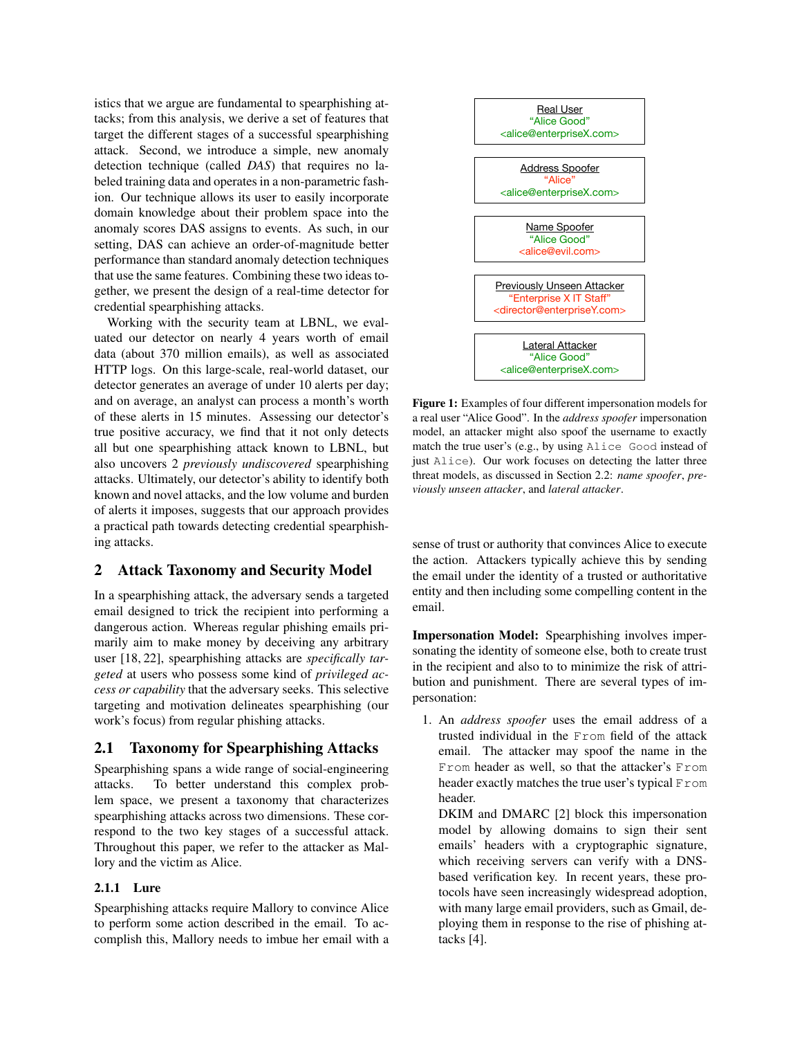istics that we argue are fundamental to spearphishing attacks; from this analysis, we derive a set of features that target the different stages of a successful spearphishing attack. Second, we introduce a simple, new anomaly detection technique (called *DAS*) that requires no labeled training data and operates in a non-parametric fashion. Our technique allows its user to easily incorporate domain knowledge about their problem space into the anomaly scores DAS assigns to events. As such, in our setting, DAS can achieve an order-of-magnitude better performance than standard anomaly detection techniques that use the same features. Combining these two ideas together, we present the design of a real-time detector for credential spearphishing attacks.

Working with the security team at LBNL, we evaluated our detector on nearly 4 years worth of email data (about 370 million emails), as well as associated HTTP logs. On this large-scale, real-world dataset, our detector generates an average of under 10 alerts per day; and on average, an analyst can process a month's worth of these alerts in 15 minutes. Assessing our detector's true positive accuracy, we find that it not only detects all but one spearphishing attack known to LBNL, but also uncovers 2 *previously undiscovered* spearphishing attacks. Ultimately, our detector's ability to identify both known and novel attacks, and the low volume and burden of alerts it imposes, suggests that our approach provides a practical path towards detecting credential spearphishing attacks.

## 2 Attack Taxonomy and Security Model

In a spearphishing attack, the adversary sends a targeted email designed to trick the recipient into performing a dangerous action. Whereas regular phishing emails primarily aim to make money by deceiving any arbitrary user [18, 22], spearphishing attacks are *specifically targeted* at users who possess some kind of *privileged access or capability* that the adversary seeks. This selective targeting and motivation delineates spearphishing (our work's focus) from regular phishing attacks.

### 2.1 Taxonomy for Spearphishing Attacks

Spearphishing spans a wide range of social-engineering attacks. To better understand this complex problem space, we present a taxonomy that characterizes spearphishing attacks across two dimensions. These correspond to the two key stages of a successful attack. Throughout this paper, we refer to the attacker as Mallory and the victim as Alice.

#### 2.1.1 Lure

Spearphishing attacks require Mallory to convince Alice to perform some action described in the email. To accomplish this, Mallory needs to imbue her email with a sense of trust or authority that convinces Alice to execute the action. Attackers typically achieve this by sending the email under the identity of a trusted or authoritative entity and then including some compelling content in the email.

Real User
"Alice Good"
<alice@enterpriseX.com>

Address Spoofer
"Alice"
<alice@enterpriseX.com>

Name Spoofer
"Alice Good"
<alice@evil.com>

Previously Unseen Attacker
"Enterprise X IT Staff"
<director@enterpriseY.com>

Lateral Attacker
"Alice Good"
<alice@enterpriseX.com>

**Figure 1:** Examples of four different impersonation models for a real user "Alice Good". In the *address spoofer* impersonation model, an attacker might also spoof the username to exactly match the true user's (e.g., by using `Alice Good` instead of just `Alice`). Our work focuses on detecting the latter three threat models, as discussed in Section 2.2: *name spoofer*, *previously unseen attacker*, and *lateral attacker*.

**Impersonation Model:** Spearphishing involves impersonating the identity of someone else, both to create trust in the recipient and also to to minimize the risk of attribution and punishment. There are several types of impersonation:

1. An *address spoofer* uses the email address of a trusted individual in the `From` field of the attack email. The attacker may spoof the name in the `From` header as well, so that the attacker's `From` header exactly matches the true user's typical `From` header.

   DKIM and DMARC [2] block this impersonation model by allowing domains to sign their sent emails' headers with a cryptographic signature, which receiving servers can verify with a DNS-based verification key. In recent years, these protocols have seen increasingly widespread adoption, with many large email providers, such as Gmail, deploying them in response to the rise of phishing attacks [4].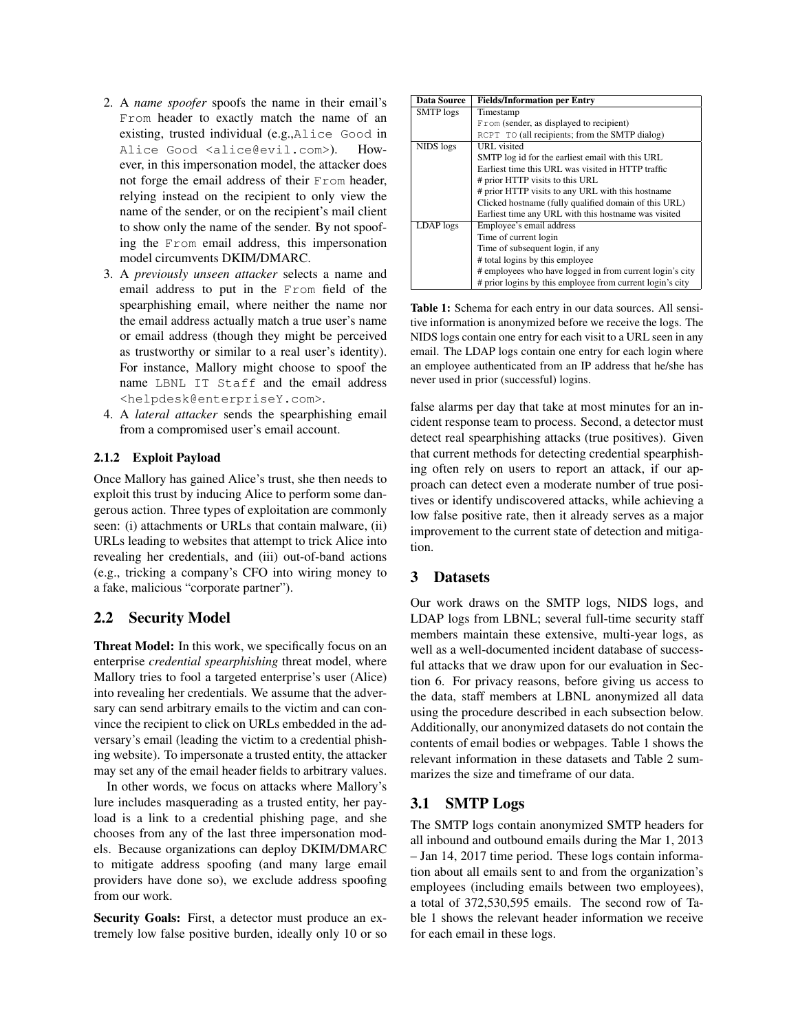2. A *name spoofer* spoofs the name in their email's `From` header to exactly match the name of an existing, trusted individual (e.g.,`Alice Good` in `Alice Good <alice@evil.com>`). However, in this impersonation model, the attacker does not forge the email address of their `From` header, relying instead on the recipient to only view the name of the sender, or on the recipient's mail client to show only the name of the sender. By not spoofing the `From` email address, this impersonation model circumvents DKIM/DMARC.
3. A *previously unseen attacker* selects a name and email address to put in the `From` field of the spearphishing email, where neither the name nor the email address actually match a true user's name or email address (though they might be perceived as trustworthy or similar to a real user's identity). For instance, Mallory might choose to spoof the name `LBNL IT Staff` and the email address `<helpdesk@enterpriseY.com>`.
4. A *lateral attacker* sends the spearphishing email from a compromised user's email account.

#### 2.1.2 Exploit Payload

Once Mallory has gained Alice's trust, she then needs to exploit this trust by inducing Alice to perform some dangerous action. Three types of exploitation are commonly seen: (i) attachments or URLs that contain malware, (ii) URLs leading to websites that attempt to trick Alice into revealing her credentials, and (iii) out-of-band actions (e.g., tricking a company's CFO into wiring money to a fake, malicious "corporate partner").

### 2.2 Security Model

**Threat Model:** In this work, we specifically focus on an enterprise *credential spearphishing* threat model, where Mallory tries to fool a targeted enterprise's user (Alice) into revealing her credentials. We assume that the adversary can send arbitrary emails to the victim and can convince the recipient to click on URLs embedded in the adversary's email (leading the victim to a credential phishing website). To impersonate a trusted entity, the attacker may set any of the email header fields to arbitrary values.

In other words, we focus on attacks where Mallory's lure includes masquerading as a trusted entity, her payload is a link to a credential phishing page, and she chooses from any of the last three impersonation models. Because organizations can deploy DKIM/DMARC to mitigate address spoofing (and many large email providers have done so), we exclude address spoofing from our work.

**Security Goals:** First, a detector must produce an extremely low false positive burden, ideally only 10 or so false alarms per day that take at most minutes for an incident response team to process. Second, a detector must detect real spearphishing attacks (true positives). Given that current methods for detecting credential spearphishing often rely on users to report an attack, if our approach can detect even a moderate number of true positives or identify undiscovered attacks, while achieving a low false positive rate, then it already serves as a major improvement to the current state of detection and mitigation.

| Data Source | Fields/Information per Entry |
|---|---|
| SMTP logs | Timestamp |
| | `From` (sender, as displayed to recipient) |
| | `RCPT TO` (all recipients; from the SMTP dialog) |
| NIDS logs | URL visited |
| | SMTP log id for the earliest email with this URL |
| | Earliest time this URL was visited in HTTP traffic |
| | # prior HTTP visits to this URL |
| | # prior HTTP visits to any URL with this hostname |
| | Clicked hostname (fully qualified domain of this URL) |
| | Earliest time any URL with this hostname was visited |
| LDAP logs | Employee's email address |
| | Time of current login |
| | Time of subsequent login, if any |
| | # total logins by this employee |
| | # employees who have logged in from current login's city |
| | # prior logins by this employee from current login's city |

**Table 1:** Schema for each entry in our data sources. All sensitive information is anonymized before we receive the logs. The NIDS logs contain one entry for each visit to a URL seen in any email. The LDAP logs contain one entry for each login where an employee authenticated from an IP address that he/she has never used in prior (successful) logins.

## 3 Datasets

Our work draws on the SMTP logs, NIDS logs, and LDAP logs from LBNL; several full-time security staff members maintain these extensive, multi-year logs, as well as a well-documented incident database of successful attacks that we draw upon for our evaluation in Section 6. For privacy reasons, before giving us access to the data, staff members at LBNL anonymized all data using the procedure described in each subsection below. Additionally, our anonymized datasets do not contain the contents of email bodies or webpages. Table 1 shows the relevant information in these datasets and Table 2 summarizes the size and timeframe of our data.

### 3.1 SMTP Logs

The SMTP logs contain anonymized SMTP headers for all inbound and outbound emails during the Mar 1, 2013 – Jan 14, 2017 time period. These logs contain information about all emails sent to and from the organization's employees (including emails between two employees), a total of 372,530,595 emails. The second row of Table 1 shows the relevant header information we receive for each email in these logs.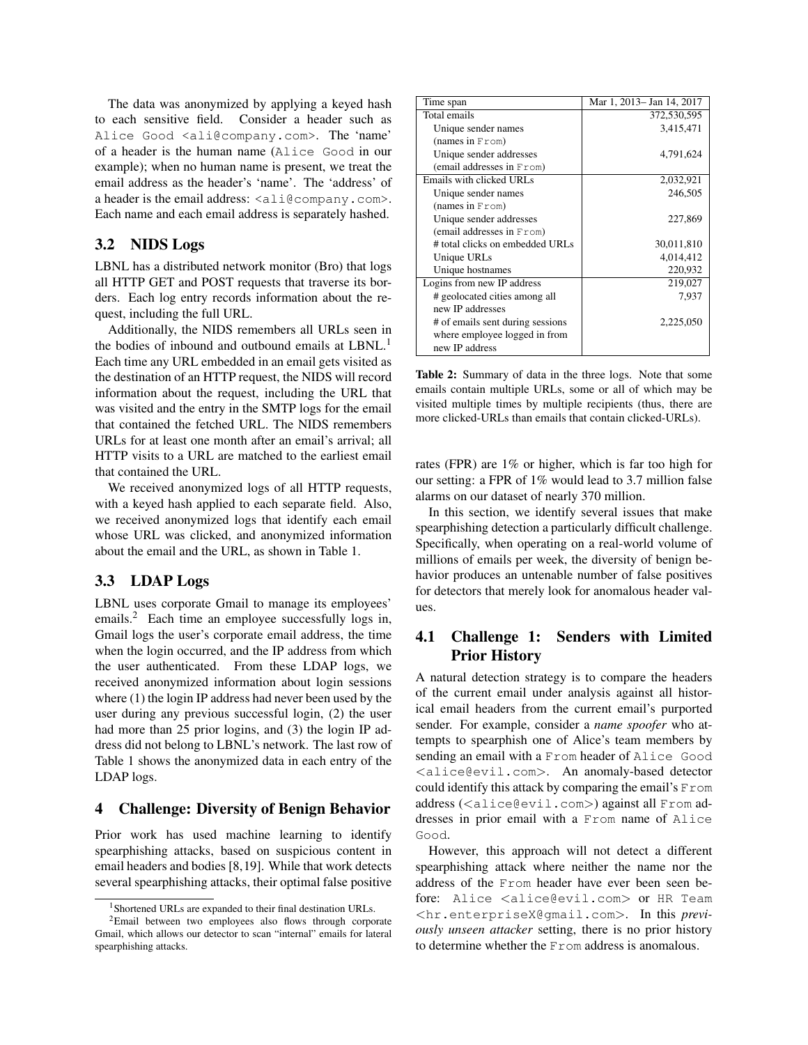The data was anonymized by applying a keyed hash to each sensitive field. Consider a header such as `Alice Good <ali@company.com>`. The 'name' of a header is the human name (`Alice Good` in our example); when no human name is present, we treat the email address as the header's 'name'. The 'address' of a header is the email address: `<ali@company.com>`. Each name and each email address is separately hashed.

## 3.2 NIDS Logs

LBNL has a distributed network monitor (Bro) that logs all HTTP GET and POST requests that traverse its borders. Each log entry records information about the request, including the full URL.

Additionally, the NIDS remembers all URLs seen in the bodies of inbound and outbound emails at LBNL.[1] Each time any URL embedded in an email gets visited as the destination of an HTTP request, the NIDS will record information about the request, including the URL that was visited and the entry in the SMTP logs for the email that contained the fetched URL. The NIDS remembers URLs for at least one month after an email's arrival; all HTTP visits to a URL are matched to the earliest email that contained the URL.

We received anonymized logs of all HTTP requests, with a keyed hash applied to each separate field. Also, we received anonymized logs that identify each email whose URL was clicked, and anonymized information about the email and the URL, as shown in Table 1.

## 3.3 LDAP Logs

LBNL uses corporate Gmail to manage its employees' emails.[2] Each time an employee successfully logs in, Gmail logs the user's corporate email address, the time when the login occurred, and the IP address from which the user authenticated. From these LDAP logs, we received anonymized information about login sessions where (1) the login IP address had never been used by the user during any previous successful login, (2) the user had more than 25 prior logins, and (3) the login IP address did not belong to LBNL's network. The last row of Table 1 shows the anonymized data in each entry of the LDAP logs.

# 4 Challenge: Diversity of Benign Behavior

Prior work has used machine learning to identify spearphishing attacks, based on suspicious content in email headers and bodies [8,19]. While that work detects several spearphishing attacks, their optimal false positive

| Time span | Mar 1, 2013– Jan 14, 2017 |
|---|---|
| Total emails | 372,530,595 |
| Unique sender names (names in `From`) | 3,415,471 |
| Unique sender addresses (email addresses in `From`) | 4,791,624 |
| Emails with clicked URLs | 2,032,921 |
| Unique sender names (names in `From`) | 246,505 |
| Unique sender addresses (email addresses in `From`) | 227,869 |
| # total clicks on embedded URLs | 30,011,810 |
| Unique URLs | 4,014,412 |
| Unique hostnames | 220,932 |
| Logins from new IP address | 219,027 |
| # geolocated cities among all new IP addresses | 7,937 |
| # of emails sent during sessions where employee logged in from new IP address | 2,225,050 |

**Table 2:** Summary of data in the three logs. Note that some emails contain multiple URLs, some or all of which may be visited multiple times by multiple recipients (thus, there are more clicked-URLs than emails that contain clicked-URLs).

rates (FPR) are 1% or higher, which is far too high for our setting: a FPR of 1% would lead to 3.7 million false alarms on our dataset of nearly 370 million.

In this section, we identify several issues that make spearphishing detection a particularly difficult challenge. Specifically, when operating on a real-world volume of millions of emails per week, the diversity of benign behavior produces an untenable number of false positives for detectors that merely look for anomalous header values.

## 4.1 Challenge 1: Senders with Limited Prior History

A natural detection strategy is to compare the headers of the current email under analysis against all historical email headers from the current email's purported sender. For example, consider a *name spoofer* who attempts to spearphish one of Alice's team members by sending an email with a `From` header of `Alice Good <alice@evil.com>`. An anomaly-based detector could identify this attack by comparing the email's `From` address (`<alice@evil.com>`) against all `From` addresses in prior email with a `From` name of `Alice Good`.

However, this approach will not detect a different spearphishing attack where neither the name nor the address of the `From` header have ever been seen before: `Alice <alice@evil.com>` or `HR Team <hr.enterpriseX@gmail.com>`. In this *previously unseen attacker* setting, there is no prior history to determine whether the `From` address is anomalous.

[1] Shortened URLs are expanded to their final destination URLs.

[2] Email between two employees also flows through corporate Gmail, which allows our detector to scan "internal" emails for lateral spearphishing attacks.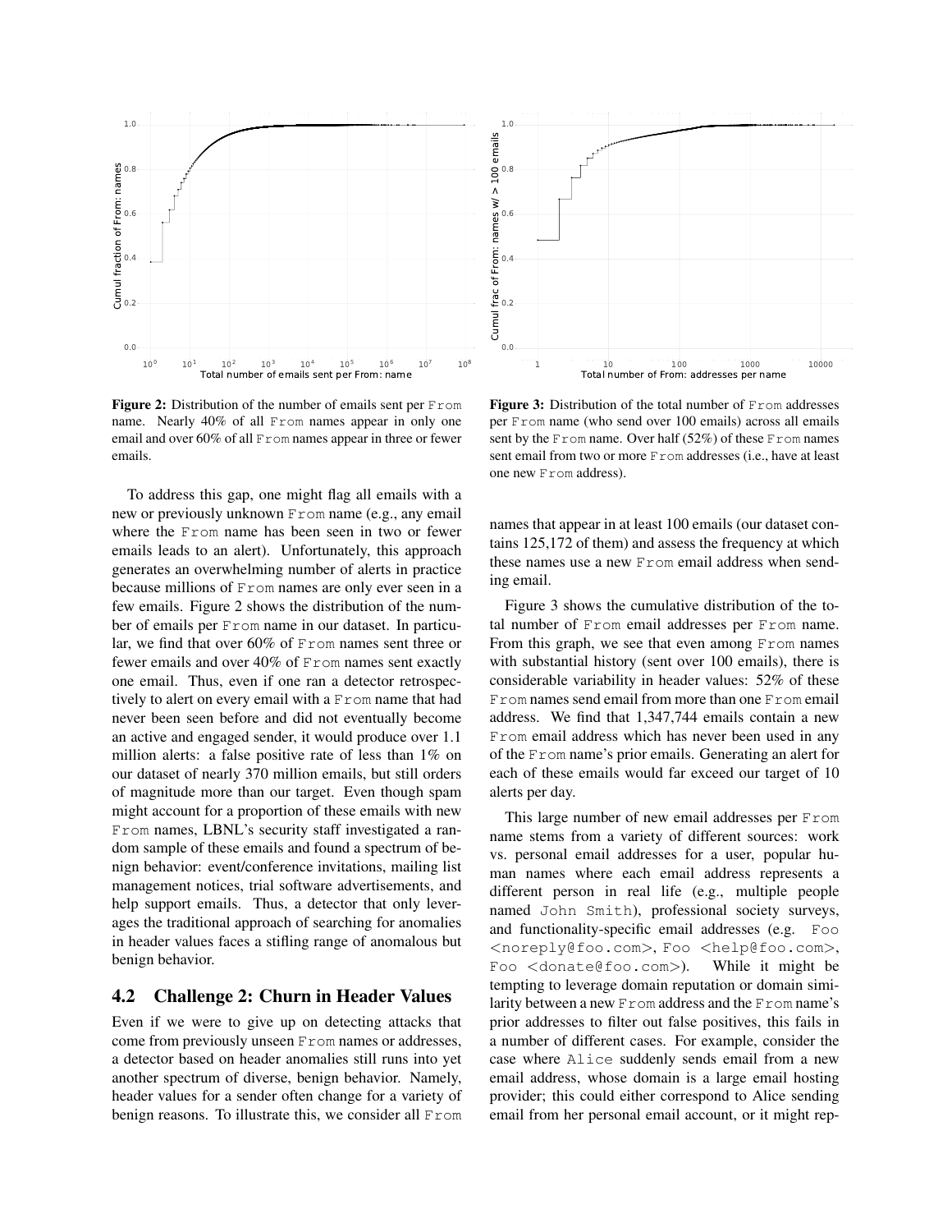**Figure 2:** Distribution of the number of emails sent per From name. Nearly 40% of all From names appear in only one email and over 60% of all From names appear in three or fewer emails.

**Figure 3:** Distribution of the total number of From addresses per From name (who send over 100 emails) across all emails sent by the From name. Over half (52%) of these From names sent email from two or more From addresses (i.e., have at least one new From address).

To address this gap, one might flag all emails with a new or previously unknown From name (e.g., any email where the From name has been seen in two or fewer emails leads to an alert). Unfortunately, this approach generates an overwhelming number of alerts in practice because millions of From names are only ever seen in a few emails. Figure 2 shows the distribution of the number of emails per From name in our dataset. In particular, we find that over 60% of From names sent three or fewer emails and over 40% of From names sent exactly one email. Thus, even if one ran a detector retrospectively to alert on every email with a From name that had never been seen before and did not eventually become an active and engaged sender, it would produce over 1.1 million alerts: a false positive rate of less than 1% on our dataset of nearly 370 million emails, but still orders of magnitude more than our target. Even though spam might account for a proportion of these emails with new From names, LBNL's security staff investigated a random sample of these emails and found a spectrum of benign behavior: event/conference invitations, mailing list management notices, trial software advertisements, and help support emails. Thus, a detector that only leverages the traditional approach of searching for anomalies in header values faces a stifling range of anomalous but benign behavior.

## 4.2 Challenge 2: Churn in Header Values

Even if we were to give up on detecting attacks that come from previously unseen From names or addresses, a detector based on header anomalies still runs into yet another spectrum of diverse, benign behavior. Namely, header values for a sender often change for a variety of benign reasons. To illustrate this, we consider all From names that appear in at least 100 emails (our dataset contains 125,172 of them) and assess the frequency at which these names use a new From email address when sending email.

Figure 3 shows the cumulative distribution of the total number of From email addresses per From name. From this graph, we see that even among From names with substantial history (sent over 100 emails), there is considerable variability in header values: 52% of these From names send email from more than one From email address. We find that 1,347,744 emails contain a new From email address which has never been used in any of the From name's prior emails. Generating an alert for each of these emails would far exceed our target of 10 alerts per day.

This large number of new email addresses per From name stems from a variety of different sources: work vs. personal email addresses for a user, popular human names where each email address represents a different person in real life (e.g., multiple people named John Smith), professional society surveys, and functionality-specific email addresses (e.g. Foo <noreply@foo.com>, Foo <help@foo.com>, Foo <donate@foo.com>). While it might be tempting to leverage domain reputation or domain similarity between a new From address and the From name's prior addresses to filter out false positives, this fails in a number of different cases. For example, consider the case where Alice suddenly sends email from a new email address, whose domain is a large email hosting provider; this could either correspond to Alice sending email from her personal email account, or it might rep-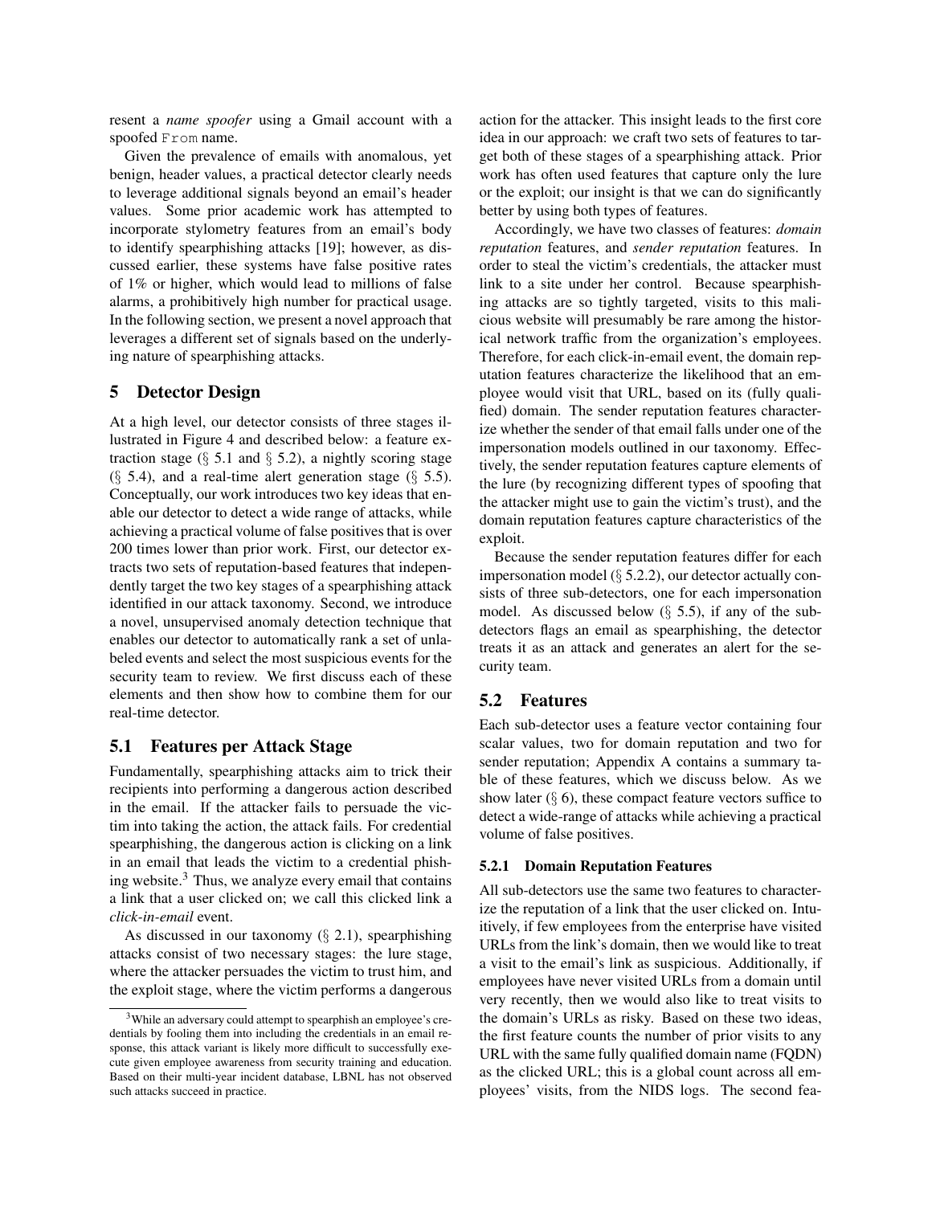resent a *name spoofer* using a Gmail account with a spoofed `From` name.

Given the prevalence of emails with anomalous, yet benign, header values, a practical detector clearly needs to leverage additional signals beyond an email's header values. Some prior academic work has attempted to incorporate stylometry features from an email's body to identify spearphishing attacks [19]; however, as discussed earlier, these systems have false positive rates of 1% or higher, which would lead to millions of false alarms, a prohibitively high number for practical usage. In the following section, we present a novel approach that leverages a different set of signals based on the underlying nature of spearphishing attacks.

## 5 Detector Design

At a high level, our detector consists of three stages illustrated in Figure 4 and described below: a feature extraction stage (§ 5.1 and § 5.2), a nightly scoring stage (§ 5.4), and a real-time alert generation stage (§ 5.5). Conceptually, our work introduces two key ideas that enable our detector to detect a wide range of attacks, while achieving a practical volume of false positives that is over 200 times lower than prior work. First, our detector extracts two sets of reputation-based features that independently target the two key stages of a spearphishing attack identified in our attack taxonomy. Second, we introduce a novel, unsupervised anomaly detection technique that enables our detector to automatically rank a set of unlabeled events and select the most suspicious events for the security team to review. We first discuss each of these elements and then show how to combine them for our real-time detector.

### 5.1 Features per Attack Stage

Fundamentally, spearphishing attacks aim to trick their recipients into performing a dangerous action described in the email. If the attacker fails to persuade the victim into taking the action, the attack fails. For credential spearphishing, the dangerous action is clicking on a link in an email that leads the victim to a credential phishing website.[3] Thus, we analyze every email that contains a link that a user clicked on; we call this clicked link a *click-in-email* event.

As discussed in our taxonomy (§ 2.1), spearphishing attacks consist of two necessary stages: the lure stage, where the attacker persuades the victim to trust him, and the exploit stage, where the victim performs a dangerous action for the attacker. This insight leads to the first core idea in our approach: we craft two sets of features to target both of these stages of a spearphishing attack. Prior work has often used features that capture only the lure or the exploit; our insight is that we can do significantly better by using both types of features.

Accordingly, we have two classes of features: *domain reputation* features, and *sender reputation* features. In order to steal the victim's credentials, the attacker must link to a site under her control. Because spearphishing attacks are so tightly targeted, visits to this malicious website will presumably be rare among the historical network traffic from the organization's employees. Therefore, for each click-in-email event, the domain reputation features characterize the likelihood that an employee would visit that URL, based on its (fully qualified) domain. The sender reputation features characterize whether the sender of that email falls under one of the impersonation models outlined in our taxonomy. Effectively, the sender reputation features capture elements of the lure (by recognizing different types of spoofing that the attacker might use to gain the victim's trust), and the domain reputation features capture characteristics of the exploit.

Because the sender reputation features differ for each impersonation model (§ 5.2.2), our detector actually consists of three sub-detectors, one for each impersonation model. As discussed below (§ 5.5), if any of the sub-detectors flags an email as spearphishing, the detector treats it as an attack and generates an alert for the security team.

### 5.2 Features

Each sub-detector uses a feature vector containing four scalar values, two for domain reputation and two for sender reputation; Appendix A contains a summary table of these features, which we discuss below. As we show later (§ 6), these compact feature vectors suffice to detect a wide-range of attacks while achieving a practical volume of false positives.

#### 5.2.1 Domain Reputation Features

All sub-detectors use the same two features to characterize the reputation of a link that the user clicked on. Intuitively, if few employees from the enterprise have visited URLs from the link's domain, then we would like to treat a visit to the email's link as suspicious. Additionally, if employees have never visited URLs from a domain until very recently, then we would also like to treat visits to the domain's URLs as risky. Based on these two ideas, the first feature counts the number of prior visits to any URL with the same fully qualified domain name (FQDN) as the clicked URL; this is a global count across all employees' visits, from the NIDS logs. The second fea-

[3] While an adversary could attempt to spearphish an employee's credentials by fooling them into including the credentials in an email response, this attack variant is likely more difficult to successfully execute given employee awareness from security training and education. Based on their multi-year incident database, LBNL has not observed such attacks succeed in practice.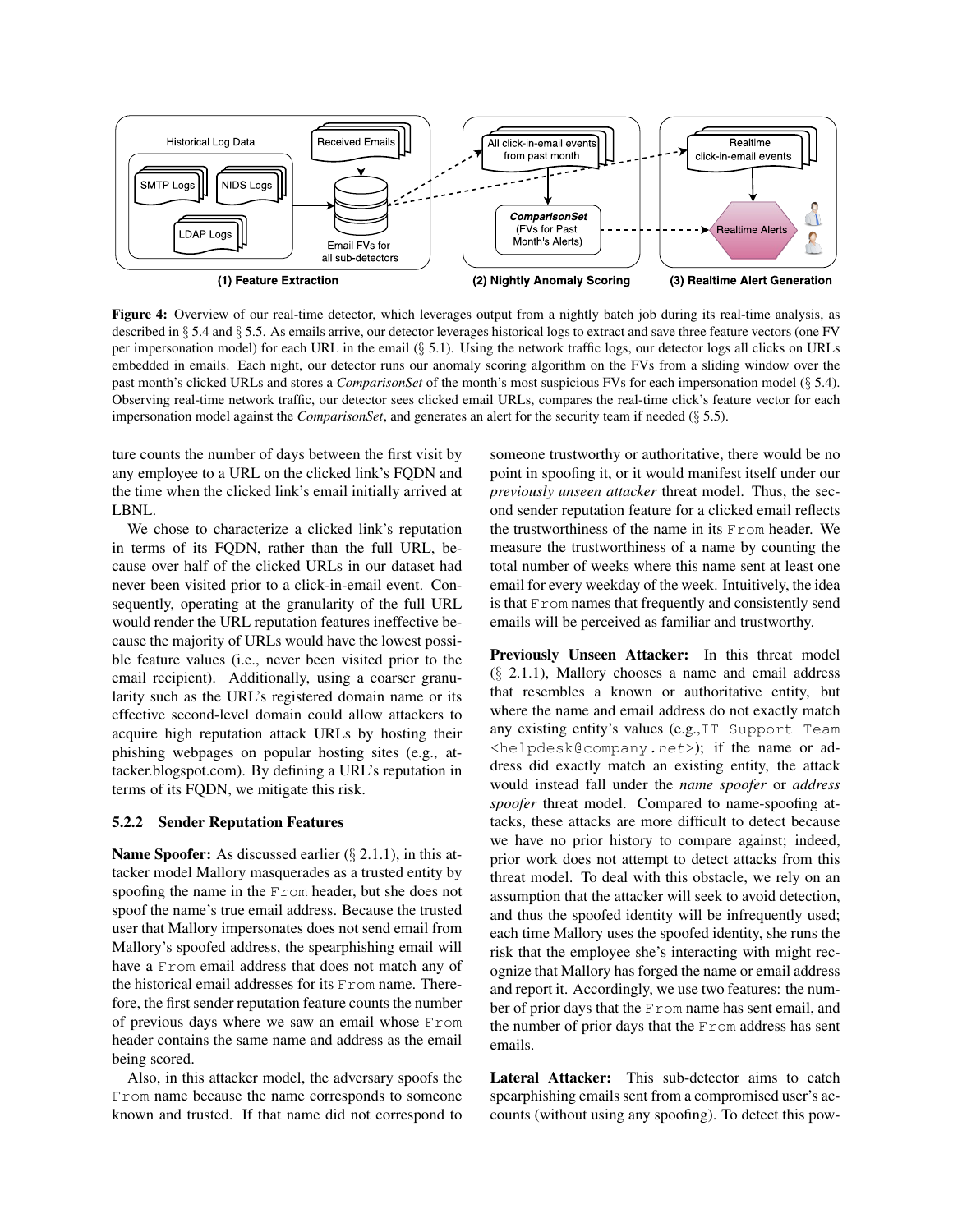**Figure 4:** Overview of our real-time detector, which leverages output from a nightly batch job during its real-time analysis, as described in § 5.4 and § 5.5. As emails arrive, our detector leverages historical logs to extract and save three feature vectors (one FV per impersonation model) for each URL in the email (§ 5.1). Using the network traffic logs, our detector logs all clicks on URLs embedded in emails. Each night, our detector runs our anomaly scoring algorithm on the FVs from a sliding window over the past month's clicked URLs and stores a *ComparisonSet* of the month's most suspicious FVs for each impersonation model (§ 5.4). Observing real-time network traffic, our detector sees clicked email URLs, compares the real-time click's feature vector for each impersonation model against the *ComparisonSet*, and generates an alert for the security team if needed (§ 5.5).

ture counts the number of days between the first visit by any employee to a URL on the clicked link's FQDN and the time when the clicked link's email initially arrived at LBNL.

We chose to characterize a clicked link's reputation in terms of its FQDN, rather than the full URL, because over half of the clicked URLs in our dataset had never been visited prior to a click-in-email event. Consequently, operating at the granularity of the full URL would render the URL reputation features ineffective because the majority of URLs would have the lowest possible feature values (i.e., never been visited prior to the email recipient). Additionally, using a coarser granularity such as the URL's registered domain name or its effective second-level domain could allow attackers to acquire high reputation attack URLs by hosting their phishing webpages on popular hosting sites (e.g., attacker.blogspot.com). By defining a URL's reputation in terms of its FQDN, we mitigate this risk.

### 5.2.2 Sender Reputation Features

**Name Spoofer:** As discussed earlier (§ 2.1.1), in this attacker model Mallory masquerades as a trusted entity by spoofing the name in the `From` header, but she does not spoof the name's true email address. Because the trusted user that Mallory impersonates does not send email from Mallory's spoofed address, the spearphishing email will have a `From` email address that does not match any of the historical email addresses for its `From` name. Therefore, the first sender reputation feature counts the number of previous days where we saw an email whose `From` header contains the same name and address as the email being scored.

Also, in this attacker model, the adversary spoofs the `From` name because the name corresponds to someone known and trusted. If that name did not correspond to someone trustworthy or authoritative, there would be no point in spoofing it, or it would manifest itself under our *previously unseen attacker* threat model. Thus, the second sender reputation feature for a clicked email reflects the trustworthiness of the name in its `From` header. We measure the trustworthiness of a name by counting the total number of weeks where this name sent at least one email for every weekday of the week. Intuitively, the idea is that `From` names that frequently and consistently send emails will be perceived as familiar and trustworthy.

**Previously Unseen Attacker:** In this threat model (§ 2.1.1), Mallory chooses a name and email address that resembles a known or authoritative entity, but where the name and email address do not exactly match any existing entity's values (e.g.,`IT Support Team <helpdesk@company.net>`); if the name or address did exactly match an existing entity, the attack would instead fall under the *name spoofer* or *address spoofer* threat model. Compared to name-spoofing attacks, these attacks are more difficult to detect because we have no prior history to compare against; indeed, prior work does not attempt to detect attacks from this threat model. To deal with this obstacle, we rely on an assumption that the attacker will seek to avoid detection, and thus the spoofed identity will be infrequently used; each time Mallory uses the spoofed identity, she runs the risk that the employee she's interacting with might recognize that Mallory has forged the name or email address and report it. Accordingly, we use two features: the number of prior days that the `From` name has sent email, and the number of prior days that the `From` address has sent emails.

**Lateral Attacker:** This sub-detector aims to catch spearphishing emails sent from a compromised user's accounts (without using any spoofing). To detect this pow-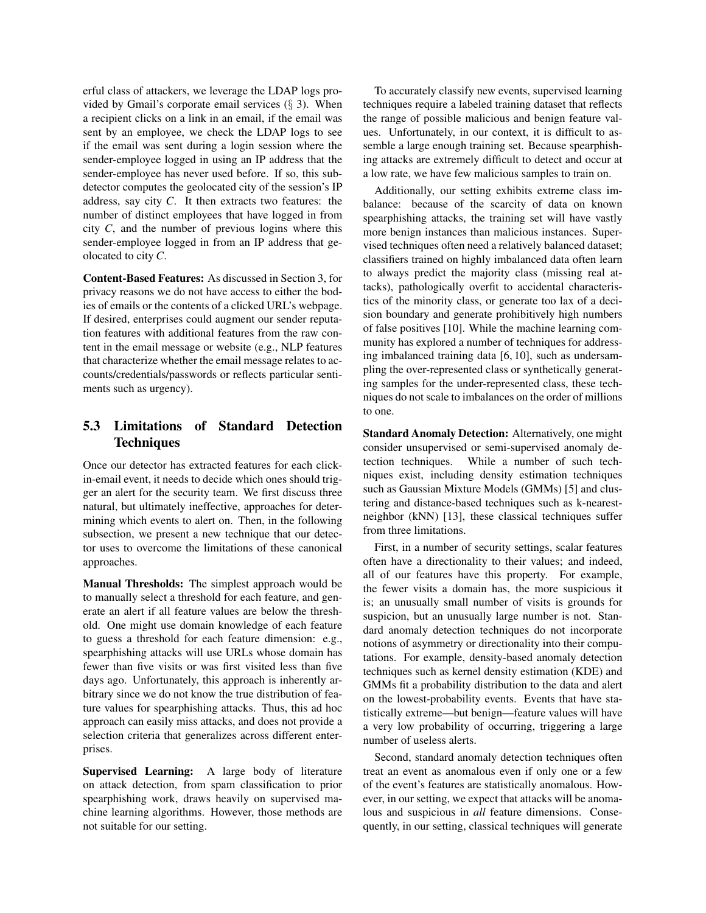erful class of attackers, we leverage the LDAP logs provided by Gmail's corporate email services (§ 3). When a recipient clicks on a link in an email, if the email was sent by an employee, we check the LDAP logs to see if the email was sent during a login session where the sender-employee logged in using an IP address that the sender-employee has never used before. If so, this subdetector computes the geolocated city of the session's IP address, say city $C$. It then extracts two features: the number of distinct employees that have logged in from city $C$, and the number of previous logins where this sender-employee logged in from an IP address that geolocated to city $C$.

**Content-Based Features:** As discussed in Section 3, for privacy reasons we do not have access to either the bodies of emails or the contents of a clicked URL's webpage. If desired, enterprises could augment our sender reputation features with additional features from the raw content in the email message or website (e.g., NLP features that characterize whether the email message relates to accounts/credentials/passwords or reflects particular sentiments such as urgency).

## 5.3 Limitations of Standard Detection Techniques

Once our detector has extracted features for each click-in-email event, it needs to decide which ones should trigger an alert for the security team. We first discuss three natural, but ultimately ineffective, approaches for determining which events to alert on. Then, in the following subsection, we present a new technique that our detector uses to overcome the limitations of these canonical approaches.

**Manual Thresholds:** The simplest approach would be to manually select a threshold for each feature, and generate an alert if all feature values are below the threshold. One might use domain knowledge of each feature to guess a threshold for each feature dimension: e.g., spearphishing attacks will use URLs whose domain has fewer than five visits or was first visited less than five days ago. Unfortunately, this approach is inherently arbitrary since we do not know the true distribution of feature values for spearphishing attacks. Thus, this ad hoc approach can easily miss attacks, and does not provide a selection criteria that generalizes across different enterprises.

**Supervised Learning:** A large body of literature on attack detection, from spam classification to prior spearphishing work, draws heavily on supervised machine learning algorithms. However, those methods are not suitable for our setting.

To accurately classify new events, supervised learning techniques require a labeled training dataset that reflects the range of possible malicious and benign feature values. Unfortunately, in our context, it is difficult to assemble a large enough training set. Because spearphishing attacks are extremely difficult to detect and occur at a low rate, we have few malicious samples to train on.

Additionally, our setting exhibits extreme class imbalance: because of the scarcity of data on known spearphishing attacks, the training set will have vastly more benign instances than malicious instances. Supervised techniques often need a relatively balanced dataset; classifiers trained on highly imbalanced data often learn to always predict the majority class (missing real attacks), pathologically overfit to accidental characteristics of the minority class, or generate too lax of a decision boundary and generate prohibitively high numbers of false positives [10]. While the machine learning community has explored a number of techniques for addressing imbalanced training data [6, 10], such as undersampling the over-represented class or synthetically generating samples for the under-represented class, these techniques do not scale to imbalances on the order of millions to one.

**Standard Anomaly Detection:** Alternatively, one might consider unsupervised or semi-supervised anomaly detection techniques. While a number of such techniques exist, including density estimation techniques such as Gaussian Mixture Models (GMMs) [5] and clustering and distance-based techniques such as k-nearest-neighbor (kNN) [13], these classical techniques suffer from three limitations.

First, in a number of security settings, scalar features often have a directionality to their values; and indeed, all of our features have this property. For example, the fewer visits a domain has, the more suspicious it is; an unusually small number of visits is grounds for suspicion, but an unusually large number is not. Standard anomaly detection techniques do not incorporate notions of asymmetry or directionality into their computations. For example, density-based anomaly detection techniques such as kernel density estimation (KDE) and GMMs fit a probability distribution to the data and alert on the lowest-probability events. Events that have statistically extreme—but benign—feature values will have a very low probability of occurring, triggering a large number of useless alerts.

Second, standard anomaly detection techniques often treat an event as anomalous even if only one or a few of the event's features are statistically anomalous. However, in our setting, we expect that attacks will be anomalous and suspicious in *all* feature dimensions. Consequently, in our setting, classical techniques will generate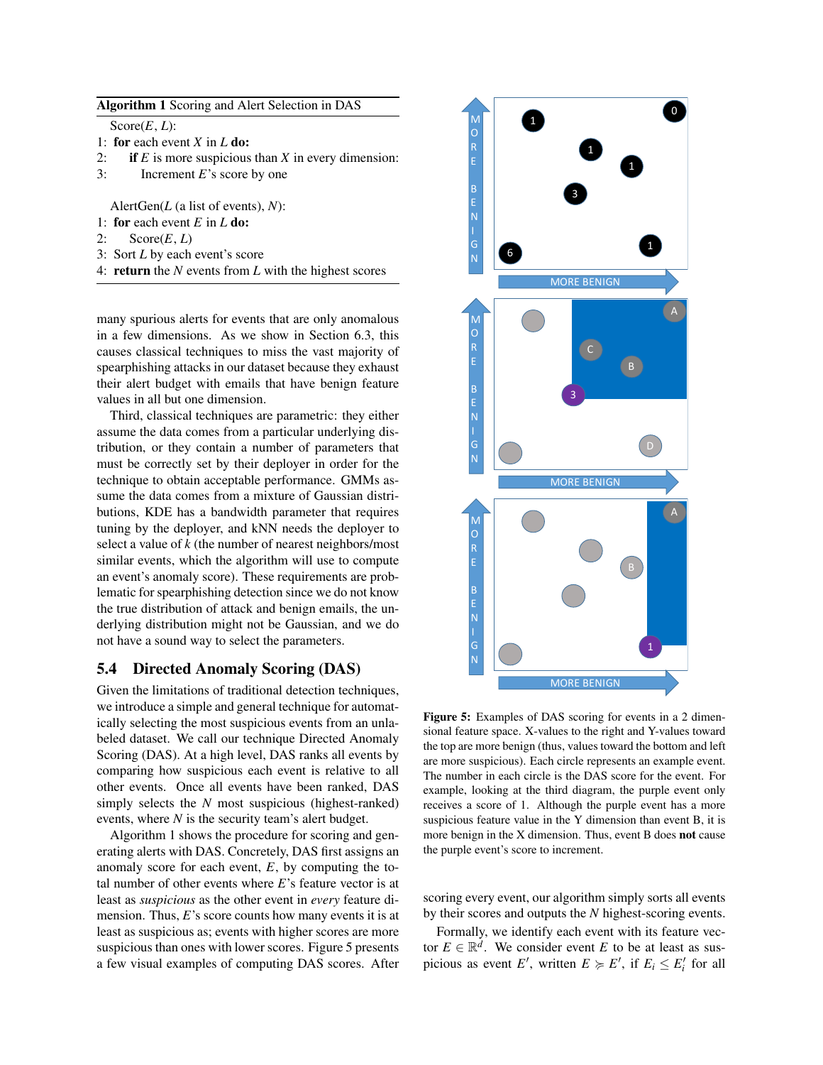**Algorithm 1** Scoring and Alert Selection in DAS

```
Score(E, L):
1: for each event X in L do:
2:     if E is more suspicious than X in every dimension:
3:         Increment E's score by one

AlertGen(L (a list of events), N):
1: for each event E in L do:
2:     Score(E, L)
3: Sort L by each event's score
4: return the N events from L with the highest scores
```

many spurious alerts for events that are only anomalous in a few dimensions. As we show in Section 6.3, this causes classical techniques to miss the vast majority of spearphishing attacks in our dataset because they exhaust their alert budget with emails that have benign feature values in all but one dimension.

Third, classical techniques are parametric: they either assume the data comes from a particular underlying distribution, or they contain a number of parameters that must be correctly set by their deployer in order for the technique to obtain acceptable performance. GMMs assume the data comes from a mixture of Gaussian distributions, KDE has a bandwidth parameter that requires tuning by the deployer, and kNN needs the deployer to select a value of $k$ (the number of nearest neighbors/most similar events, which the algorithm will use to compute an event's anomaly score). These requirements are problematic for spearphishing detection since we do not know the true distribution of attack and benign emails, the underlying distribution might not be Gaussian, and we do not have a sound way to select the parameters.

## 5.4 Directed Anomaly Scoring (DAS)

Given the limitations of traditional detection techniques, we introduce a simple and general technique for automatically selecting the most suspicious events from an unlabeled dataset. We call our technique Directed Anomaly Scoring (DAS). At a high level, DAS ranks all events by comparing how suspicious each event is relative to all other events. Once all events have been ranked, DAS simply selects the $N$ most suspicious (highest-ranked) events, where $N$ is the security team's alert budget.

Algorithm 1 shows the procedure for scoring and generating alerts with DAS. Concretely, DAS first assigns an anomaly score for each event, $E$, by computing the total number of other events where $E$'s feature vector is at least as *suspicious* as the other event in *every* feature dimension. Thus, $E$'s score counts how many events it is at least as suspicious as; events with higher scores are more suspicious than ones with lower scores. Figure 5 presents a few visual examples of computing DAS scores. After scoring every event, our algorithm simply sorts all events by their scores and outputs the $N$ highest-scoring events.

**Figure 5:** Examples of DAS scoring for events in a 2 dimensional feature space. X-values to the right and Y-values toward the top are more benign (thus, values toward the bottom and left are more suspicious). Each circle represents an example event. The number in each circle is the DAS score for the event. For example, looking at the third diagram, the purple event only receives a score of 1. Although the purple event has a more suspicious feature value in the Y dimension than event B, it is more benign in the X dimension. Thus, event B does **not** cause the purple event's score to increment.

Formally, we identify each event with its feature vector $E \in \mathbb{R}^d$. We consider event $E$ to be at least as suspicious as event $E'$, written $E \succcurlyeq E'$, if $E_i \leq E'_i$ for all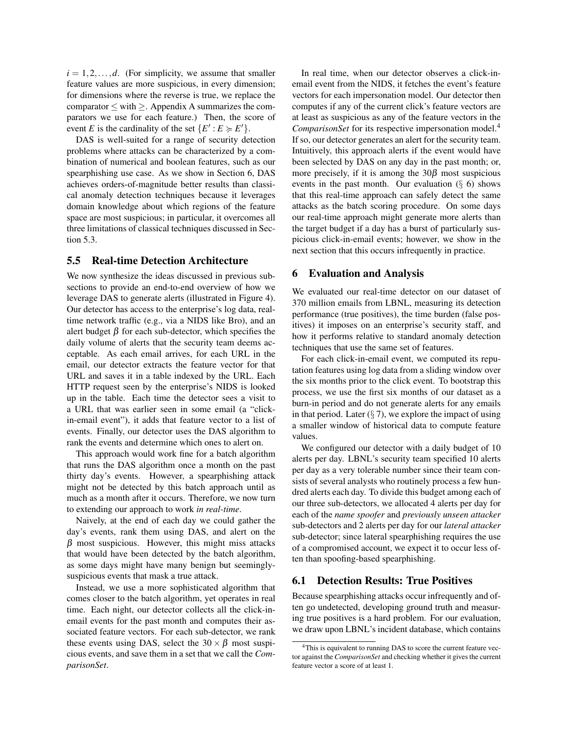$i = 1, 2, \ldots, d$. (For simplicity, we assume that smaller feature values are more suspicious, in every dimension; for dimensions where the reverse is true, we replace the comparator $\leq$ with $\geq$. Appendix A summarizes the comparators we use for each feature.) Then, the score of event $E$ is the cardinality of the set $\{E' : E \succcurlyeq E'\}$.

DAS is well-suited for a range of security detection problems where attacks can be characterized by a combination of numerical and boolean features, such as our spearphishing use case. As we show in Section 6, DAS achieves orders-of-magnitude better results than classical anomaly detection techniques because it leverages domain knowledge about which regions of the feature space are most suspicious; in particular, it overcomes all three limitations of classical techniques discussed in Section 5.3.

### 5.5 Real-time Detection Architecture

We now synthesize the ideas discussed in previous subsections to provide an end-to-end overview of how we leverage DAS to generate alerts (illustrated in Figure 4). Our detector has access to the enterprise's log data, real-time network traffic (e.g., via a NIDS like Bro), and an alert budget $\beta$ for each sub-detector, which specifies the daily volume of alerts that the security team deems acceptable. As each email arrives, for each URL in the email, our detector extracts the feature vector for that URL and saves it in a table indexed by the URL. Each HTTP request seen by the enterprise's NIDS is looked up in the table. Each time the detector sees a visit to a URL that was earlier seen in some email (a "click-in-email event"), it adds that feature vector to a list of events. Finally, our detector uses the DAS algorithm to rank the events and determine which ones to alert on.

This approach would work fine for a batch algorithm that runs the DAS algorithm once a month on the past thirty day's events. However, a spearphishing attack might not be detected by this batch approach until as much as a month after it occurs. Therefore, we now turn to extending our approach to work *in real-time*.

Naively, at the end of each day we could gather the day's events, rank them using DAS, and alert on the $\beta$ most suspicious. However, this might miss attacks that would have been detected by the batch algorithm, as some days might have many benign but seemingly-suspicious events that mask a true attack.

Instead, we use a more sophisticated algorithm that comes closer to the batch algorithm, yet operates in real time. Each night, our detector collects all the click-in-email events for the past month and computes their associated feature vectors. For each sub-detector, we rank these events using DAS, select the $30 \times \beta$ most suspicious events, and save them in a set that we call the *ComparisonSet*.

In real time, when our detector observes a click-in-email event from the NIDS, it fetches the event's feature vectors for each impersonation model. Our detector then computes if any of the current click's feature vectors are at least as suspicious as any of the feature vectors in the *ComparisonSet* for its respective impersonation model.[4] If so, our detector generates an alert for the security team. Intuitively, this approach alerts if the event would have been selected by DAS on any day in the past month; or, more precisely, if it is among the $30\beta$ most suspicious events in the past month. Our evaluation (§ 6) shows that this real-time approach can safely detect the same attacks as the batch scoring procedure. On some days our real-time approach might generate more alerts than the target budget if a day has a burst of particularly suspicious click-in-email events; however, we show in the next section that this occurs infrequently in practice.

## 6 Evaluation and Analysis

We evaluated our real-time detector on our dataset of 370 million emails from LBNL, measuring its detection performance (true positives), the time burden (false positives) it imposes on an enterprise's security staff, and how it performs relative to standard anomaly detection techniques that use the same set of features.

For each click-in-email event, we computed its reputation features using log data from a sliding window over the six months prior to the click event. To bootstrap this process, we use the first six months of our dataset as a burn-in period and do not generate alerts for any emails in that period. Later (§ 7), we explore the impact of using a smaller window of historical data to compute feature values.

We configured our detector with a daily budget of 10 alerts per day. LBNL's security team specified 10 alerts per day as a very tolerable number since their team consists of several analysts who routinely process a few hundred alerts each day. To divide this budget among each of our three sub-detectors, we allocated 4 alerts per day for each of the *name spoofer* and *previously unseen attacker* sub-detectors and 2 alerts per day for our *lateral attacker* sub-detector; since lateral spearphishing requires the use of a compromised account, we expect it to occur less often than spoofing-based spearphishing.

### 6.1 Detection Results: True Positives

Because spearphishing attacks occur infrequently and often go undetected, developing ground truth and measuring true positives is a hard problem. For our evaluation, we draw upon LBNL's incident database, which contains

[4] This is equivalent to running DAS to score the current feature vector against the *ComparisonSet* and checking whether it gives the current feature vector a score of at least 1.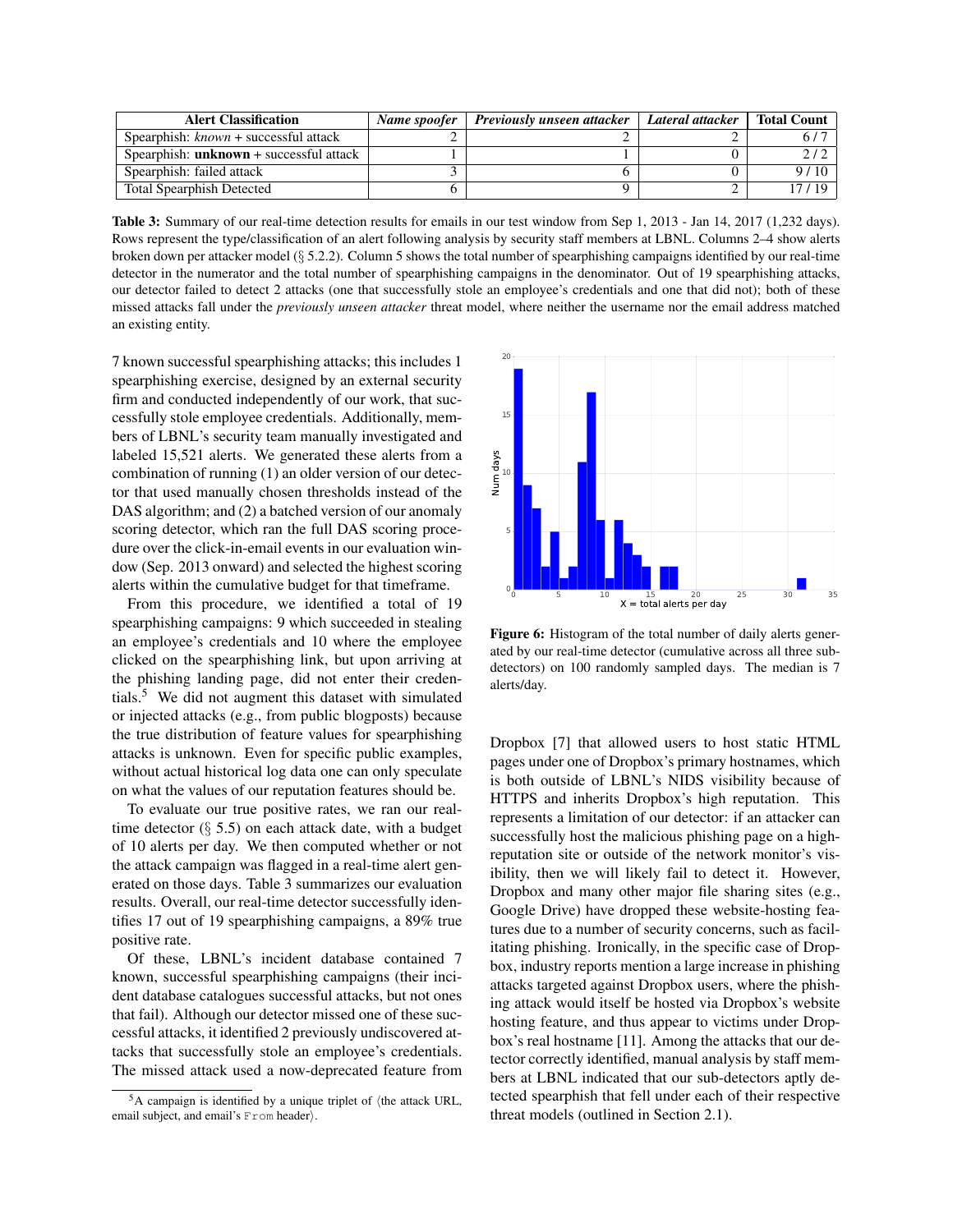| Alert Classification | *Name spoofer* | *Previously unseen attacker* | *Lateral attacker* | Total Count |
|---|---|---|---|---|
| Spearphish: *known* + successful attack | 2 | 2 | 2 | 6 / 7 |
| Spearphish: **unknown** + successful attack | 1 | 1 | 0 | 2 / 2 |
| Spearphish: failed attack | 3 | 6 | 0 | 9 / 10 |
| Total Spearphish Detected | 6 | 9 | 2 | 17 / 19 |

**Table 3:** Summary of our real-time detection results for emails in our test window from Sep 1, 2013 - Jan 14, 2017 (1,232 days). Rows represent the type/classification of an alert following analysis by security staff members at LBNL. Columns 2–4 show alerts broken down per attacker model (§ 5.2.2). Column 5 shows the total number of spearphishing campaigns identified by our real-time detector in the numerator and the total number of spearphishing campaigns in the denominator. Out of 19 spearphishing attacks, our detector failed to detect 2 attacks (one that successfully stole an employee's credentials and one that did not); both of these missed attacks fall under the *previously unseen attacker* threat model, where neither the username nor the email address matched an existing entity.

7 known successful spearphishing attacks; this includes 1 spearphishing exercise, designed by an external security firm and conducted independently of our work, that successfully stole employee credentials. Additionally, members of LBNL's security team manually investigated and labeled 15,521 alerts. We generated these alerts from a combination of running (1) an older version of our detector that used manually chosen thresholds instead of the DAS algorithm; and (2) a batched version of our anomaly scoring detector, which ran the full DAS scoring procedure over the click-in-email events in our evaluation window (Sep. 2013 onward) and selected the highest scoring alerts within the cumulative budget for that timeframe.

From this procedure, we identified a total of 19 spearphishing campaigns: 9 which succeeded in stealing an employee's credentials and 10 where the employee clicked on the spearphishing link, but upon arriving at the phishing landing page, did not enter their credentials.[5] We did not augment this dataset with simulated or injected attacks (e.g., from public blogposts) because the true distribution of feature values for spearphishing attacks is unknown. Even for specific public examples, without actual historical log data one can only speculate on what the values of our reputation features should be.

To evaluate our true positive rates, we ran our real-time detector (§ 5.5) on each attack date, with a budget of 10 alerts per day. We then computed whether or not the attack campaign was flagged in a real-time alert generated on those days. Table 3 summarizes our evaluation results. Overall, our real-time detector successfully identifies 17 out of 19 spearphishing campaigns, a 89% true positive rate.

Of these, LBNL's incident database contained 7 known, successful spearphishing campaigns (their incident database catalogues successful attacks, but not ones that fail). Although our detector missed one of these successful attacks, it identified 2 previously undiscovered attacks that successfully stole an employee's credentials. The missed attack used a now-deprecated feature from Dropbox [7] that allowed users to host static HTML pages under one of Dropbox's primary hostnames, which is both outside of LBNL's NIDS visibility because of HTTPS and inherits Dropbox's high reputation. This represents a limitation of our detector: if an attacker can successfully host the malicious phishing page on a high-reputation site or outside of the network monitor's visibility, then we will likely fail to detect it. However, Dropbox and many other major file sharing sites (e.g., Google Drive) have dropped these website-hosting features due to a number of security concerns, such as facilitating phishing. Ironically, in the specific case of Dropbox, industry reports mention a large increase in phishing attacks targeted against Dropbox users, where the phishing attack would itself be hosted via Dropbox's website hosting feature, and thus appear to victims under Dropbox's real hostname [11]. Among the attacks that our detector correctly identified, manual analysis by staff members at LBNL indicated that our sub-detectors aptly detected spearphish that fell under each of their respective threat models (outlined in Section 2.1).

**Figure 6:** Histogram of the total number of daily alerts generated by our real-time detector (cumulative across all three sub-detectors) on 100 randomly sampled days. The median is 7 alerts/day.

[5] A campaign is identified by a unique triplet of ⟨the attack URL, email subject, and email's `From` header⟩.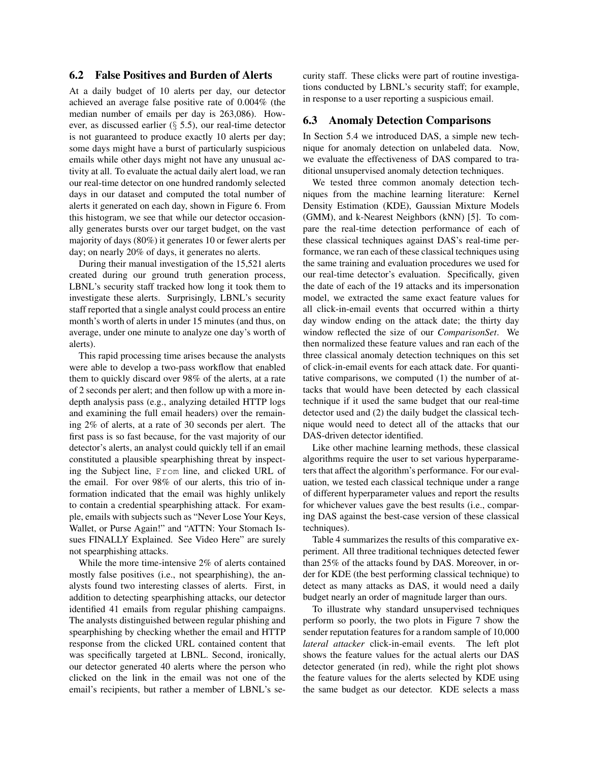## 6.2 False Positives and Burden of Alerts

At a daily budget of 10 alerts per day, our detector achieved an average false positive rate of 0.004% (the median number of emails per day is 263,086). However, as discussed earlier (§ 5.5), our real-time detector is not guaranteed to produce exactly 10 alerts per day; some days might have a burst of particularly suspicious emails while other days might not have any unusual activity at all. To evaluate the actual daily alert load, we ran our real-time detector on one hundred randomly selected days in our dataset and computed the total number of alerts it generated on each day, shown in Figure 6. From this histogram, we see that while our detector occasionally generates bursts over our target budget, on the vast majority of days (80%) it generates 10 or fewer alerts per day; on nearly 20% of days, it generates no alerts.

During their manual investigation of the 15,521 alerts created during our ground truth generation process, LBNL's security staff tracked how long it took them to investigate these alerts. Surprisingly, LBNL's security staff reported that a single analyst could process an entire month's worth of alerts in under 15 minutes (and thus, on average, under one minute to analyze one day's worth of alerts).

This rapid processing time arises because the analysts were able to develop a two-pass workflow that enabled them to quickly discard over 98% of the alerts, at a rate of 2 seconds per alert; and then follow up with a more in-depth analysis pass (e.g., analyzing detailed HTTP logs and examining the full email headers) over the remaining 2% of alerts, at a rate of 30 seconds per alert. The first pass is so fast because, for the vast majority of our detector's alerts, an analyst could quickly tell if an email constituted a plausible spearphishing threat by inspecting the Subject line, `From` line, and clicked URL of the email. For over 98% of our alerts, this trio of information indicated that the email was highly unlikely to contain a credential spearphishing attack. For example, emails with subjects such as "Never Lose Your Keys, Wallet, or Purse Again!" and "ATTN: Your Stomach Issues FINALLY Explained. See Video Here" are surely not spearphishing attacks.

While the more time-intensive 2% of alerts contained mostly false positives (i.e., not spearphishing), the analysts found two interesting classes of alerts. First, in addition to detecting spearphishing attacks, our detector identified 41 emails from regular phishing campaigns. The analysts distinguished between regular phishing and spearphishing by checking whether the email and HTTP response from the clicked URL contained content that was specifically targeted at LBNL. Second, ironically, our detector generated 40 alerts where the person who clicked on the link in the email was not one of the email's recipients, but rather a member of LBNL's security staff. These clicks were part of routine investigations conducted by LBNL's security staff; for example, in response to a user reporting a suspicious email.

## 6.3 Anomaly Detection Comparisons

In Section 5.4 we introduced DAS, a simple new technique for anomaly detection on unlabeled data. Now, we evaluate the effectiveness of DAS compared to traditional unsupervised anomaly detection techniques.

We tested three common anomaly detection techniques from the machine learning literature: Kernel Density Estimation (KDE), Gaussian Mixture Models (GMM), and k-Nearest Neighbors (kNN) [5]. To compare the real-time detection performance of each of these classical techniques against DAS's real-time performance, we ran each of these classical techniques using the same training and evaluation procedures we used for our real-time detector's evaluation. Specifically, given the date of each of the 19 attacks and its impersonation model, we extracted the same exact feature values for all click-in-email events that occurred within a thirty day window ending on the attack date; the thirty day window reflected the size of our *ComparisonSet*. We then normalized these feature values and ran each of the three classical anomaly detection techniques on this set of click-in-email events for each attack date. For quantitative comparisons, we computed (1) the number of attacks that would have been detected by each classical technique if it used the same budget that our real-time detector used and (2) the daily budget the classical technique would need to detect all of the attacks that our DAS-driven detector identified.

Like other machine learning methods, these classical algorithms require the user to set various hyperparameters that affect the algorithm's performance. For our evaluation, we tested each classical technique under a range of different hyperparameter values and report the results for whichever values gave the best results (i.e., comparing DAS against the best-case version of these classical techniques).

Table 4 summarizes the results of this comparative experiment. All three traditional techniques detected fewer than 25% of the attacks found by DAS. Moreover, in order for KDE (the best performing classical technique) to detect as many attacks as DAS, it would need a daily budget nearly an order of magnitude larger than ours.

To illustrate why standard unsupervised techniques perform so poorly, the two plots in Figure 7 show the sender reputation features for a random sample of 10,000 *lateral attacker* click-in-email events. The left plot shows the feature values for the actual alerts our DAS detector generated (in red), while the right plot shows the feature values for the alerts selected by KDE using the same budget as our detector. KDE selects a mass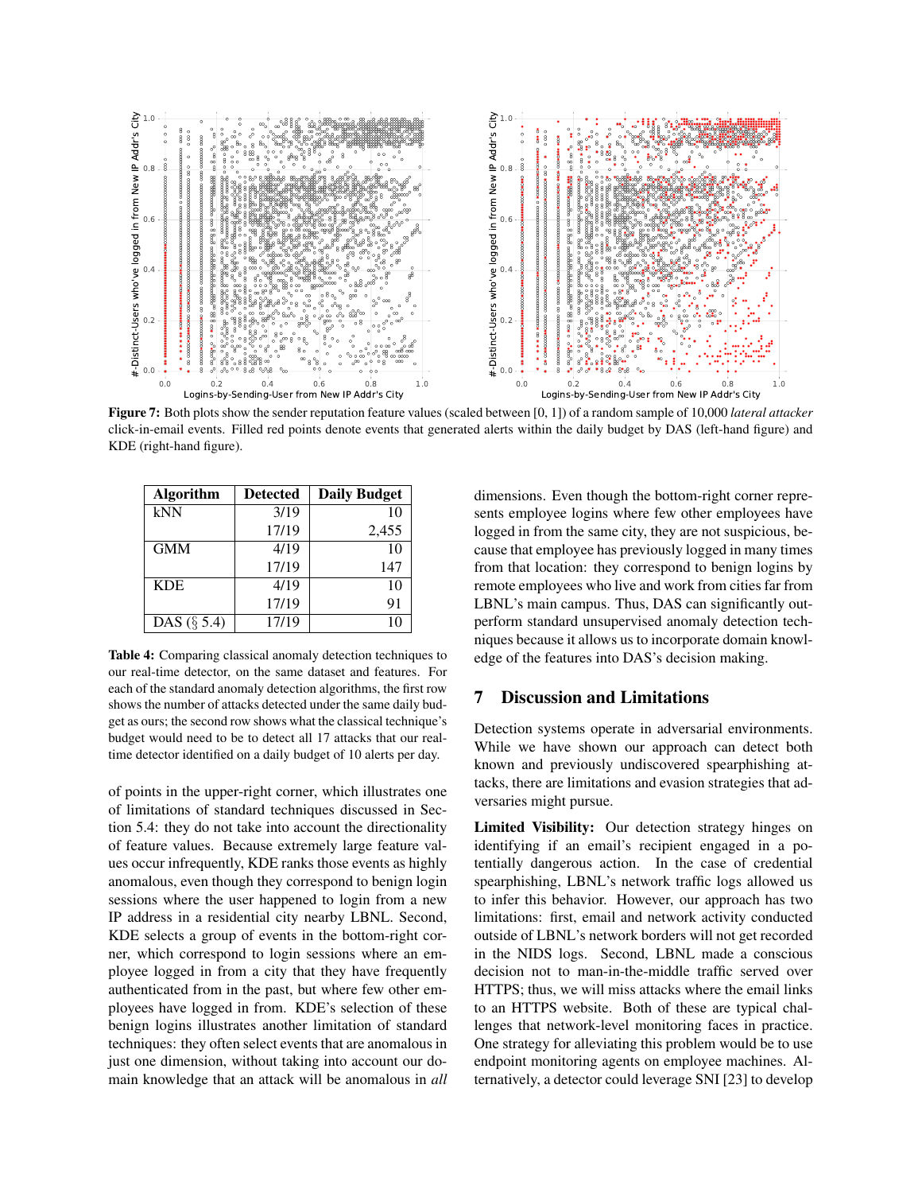**Figure 7:** Both plots show the sender reputation feature values (scaled between [0, 1]) of a random sample of 10,000 *lateral attacker* click-in-email events. Filled red points denote events that generated alerts within the daily budget by DAS (left-hand figure) and KDE (right-hand figure).

| Algorithm | Detected | Daily Budget |
|---|---|---|
| kNN | 3/19 | 10 |
| | 17/19 | 2,455 |
| GMM | 4/19 | 10 |
| | 17/19 | 147 |
| KDE | 4/19 | 10 |
| | 17/19 | 91 |
| DAS (§ 5.4) | 17/19 | 10 |

**Table 4:** Comparing classical anomaly detection techniques to our real-time detector, on the same dataset and features. For each of the standard anomaly detection algorithms, the first row shows the number of attacks detected under the same daily budget as ours; the second row shows what the classical technique's budget would need to be to detect all 17 attacks that our real-time detector identified on a daily budget of 10 alerts per day.

of points in the upper-right corner, which illustrates one of limitations of standard techniques discussed in Section 5.4: they do not take into account the directionality of feature values. Because extremely large feature values occur infrequently, KDE ranks those events as highly anomalous, even though they correspond to benign login sessions where the user happened to login from a new IP address in a residential city nearby LBNL. Second, KDE selects a group of events in the bottom-right corner, which correspond to login sessions where an employee logged in from a city that they have frequently authenticated from in the past, but where few other employees have logged in from. KDE's selection of these benign logins illustrates another limitation of standard techniques: they often select events that are anomalous in just one dimension, without taking into account our domain knowledge that an attack will be anomalous in *all* dimensions. Even though the bottom-right corner represents employee logins where few other employees have logged in from the same city, they are not suspicious, because that employee has previously logged in many times from that location: they correspond to benign logins by remote employees who live and work from cities far from LBNL's main campus. Thus, DAS can significantly outperform standard unsupervised anomaly detection techniques because it allows us to incorporate domain knowledge of the features into DAS's decision making.

## 7 Discussion and Limitations

Detection systems operate in adversarial environments. While we have shown our approach can detect both known and previously undiscovered spearphishing attacks, there are limitations and evasion strategies that adversaries might pursue.

**Limited Visibility:** Our detection strategy hinges on identifying if an email's recipient engaged in a potentially dangerous action. In the case of credential spearphishing, LBNL's network traffic logs allowed us to infer this behavior. However, our approach has two limitations: first, email and network activity conducted outside of LBNL's network borders will not get recorded in the NIDS logs. Second, LBNL made a conscious decision not to man-in-the-middle traffic served over HTTPS; thus, we will miss attacks where the email links to an HTTPS website. Both of these are typical challenges that network-level monitoring faces in practice. One strategy for alleviating this problem would be to use endpoint monitoring agents on employee machines. Alternatively, a detector could leverage SNI [23] to develop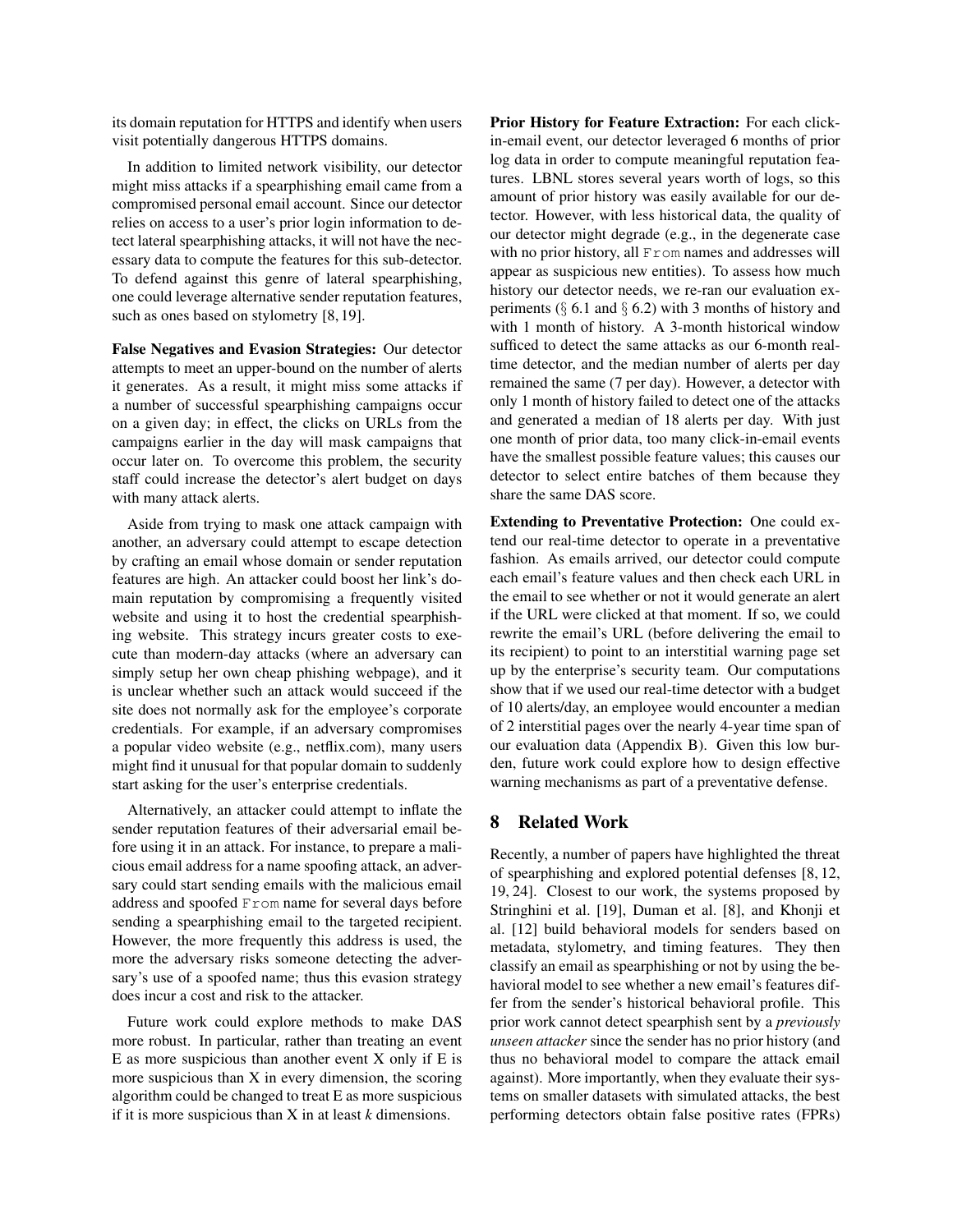its domain reputation for HTTPS and identify when users visit potentially dangerous HTTPS domains.

In addition to limited network visibility, our detector might miss attacks if a spearphishing email came from a compromised personal email account. Since our detector relies on access to a user's prior login information to detect lateral spearphishing attacks, it will not have the necessary data to compute the features for this sub-detector. To defend against this genre of lateral spearphishing, one could leverage alternative sender reputation features, such as ones based on stylometry [8, 19].

**False Negatives and Evasion Strategies:** Our detector attempts to meet an upper-bound on the number of alerts it generates. As a result, it might miss some attacks if a number of successful spearphishing campaigns occur on a given day; in effect, the clicks on URLs from the campaigns earlier in the day will mask campaigns that occur later on. To overcome this problem, the security staff could increase the detector's alert budget on days with many attack alerts.

Aside from trying to mask one attack campaign with another, an adversary could attempt to escape detection by crafting an email whose domain or sender reputation features are high. An attacker could boost her link's domain reputation by compromising a frequently visited website and using it to host the credential spearphishing website. This strategy incurs greater costs to execute than modern-day attacks (where an adversary can simply setup her own cheap phishing webpage), and it is unclear whether such an attack would succeed if the site does not normally ask for the employee's corporate credentials. For example, if an adversary compromises a popular video website (e.g., netflix.com), many users might find it unusual for that popular domain to suddenly start asking for the user's enterprise credentials.

Alternatively, an attacker could attempt to inflate the sender reputation features of their adversarial email before using it in an attack. For instance, to prepare a malicious email address for a name spoofing attack, an adversary could start sending emails with the malicious email address and spoofed `From` name for several days before sending a spearphishing email to the targeted recipient. However, the more frequently this address is used, the more the adversary risks someone detecting the adversary's use of a spoofed name; thus this evasion strategy does incur a cost and risk to the attacker.

Future work could explore methods to make DAS more robust. In particular, rather than treating an event E as more suspicious than another event X only if E is more suspicious than X in every dimension, the scoring algorithm could be changed to treat E as more suspicious if it is more suspicious than X in at least *k* dimensions.

**Prior History for Feature Extraction:** For each click-in-email event, our detector leveraged 6 months of prior log data in order to compute meaningful reputation features. LBNL stores several years worth of logs, so this amount of prior history was easily available for our detector. However, with less historical data, the quality of our detector might degrade (e.g., in the degenerate case with no prior history, all `From` names and addresses will appear as suspicious new entities). To assess how much history our detector needs, we re-ran our evaluation experiments (§ 6.1 and § 6.2) with 3 months of history and with 1 month of history. A 3-month historical window sufficed to detect the same attacks as our 6-month real-time detector, and the median number of alerts per day remained the same (7 per day). However, a detector with only 1 month of history failed to detect one of the attacks and generated a median of 18 alerts per day. With just one month of prior data, too many click-in-email events have the smallest possible feature values; this causes our detector to select entire batches of them because they share the same DAS score.

**Extending to Preventative Protection:** One could extend our real-time detector to operate in a preventative fashion. As emails arrived, our detector could compute each email's feature values and then check each URL in the email to see whether or not it would generate an alert if the URL were clicked at that moment. If so, we could rewrite the email's URL (before delivering the email to its recipient) to point to an interstitial warning page set up by the enterprise's security team. Our computations show that if we used our real-time detector with a budget of 10 alerts/day, an employee would encounter a median of 2 interstitial pages over the nearly 4-year time span of our evaluation data (Appendix B). Given this low burden, future work could explore how to design effective warning mechanisms as part of a preventative defense.

## 8 Related Work

Recently, a number of papers have highlighted the threat of spearphishing and explored potential defenses [8, 12, 19, 24]. Closest to our work, the systems proposed by Stringhini et al. [19], Duman et al. [8], and Khonji et al. [12] build behavioral models for senders based on metadata, stylometry, and timing features. They then classify an email as spearphishing or not by using the behavioral model to see whether a new email's features differ from the sender's historical behavioral profile. This prior work cannot detect spearphish sent by a *previously unseen attacker* since the sender has no prior history (and thus no behavioral model to compare the attack email against). More importantly, when they evaluate their systems on smaller datasets with simulated attacks, the best performing detectors obtain false positive rates (FPRs)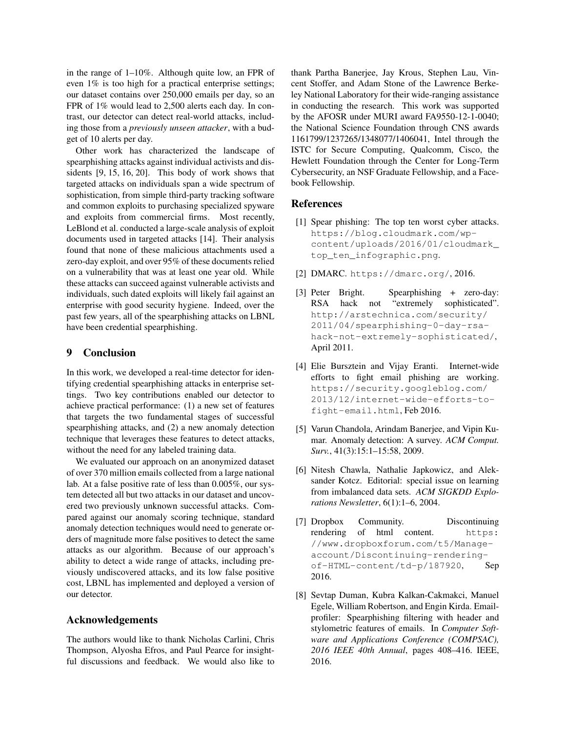in the range of 1–10%. Although quite low, an FPR of even 1% is too high for a practical enterprise settings; our dataset contains over 250,000 emails per day, so an FPR of 1% would lead to 2,500 alerts each day. In contrast, our detector can detect real-world attacks, including those from a *previously unseen attacker*, with a budget of 10 alerts per day.

Other work has characterized the landscape of spearphishing attacks against individual activists and dissidents [9, 15, 16, 20]. This body of work shows that targeted attacks on individuals span a wide spectrum of sophistication, from simple third-party tracking software and common exploits to purchasing specialized spyware and exploits from commercial firms. Most recently, LeBlond et al. conducted a large-scale analysis of exploit documents used in targeted attacks [14]. Their analysis found that none of these malicious attachments used a zero-day exploit, and over 95% of these documents relied on a vulnerability that was at least one year old. While these attacks can succeed against vulnerable activists and individuals, such dated exploits will likely fail against an enterprise with good security hygiene. Indeed, over the past few years, all of the spearphishing attacks on LBNL have been credential spearphishing.

## 9 Conclusion

In this work, we developed a real-time detector for identifying credential spearphishing attacks in enterprise settings. Two key contributions enabled our detector to achieve practical performance: (1) a new set of features that targets the two fundamental stages of successful spearphishing attacks, and (2) a new anomaly detection technique that leverages these features to detect attacks, without the need for any labeled training data.

We evaluated our approach on an anonymized dataset of over 370 million emails collected from a large national lab. At a false positive rate of less than 0.005%, our system detected all but two attacks in our dataset and uncovered two previously unknown successful attacks. Compared against our anomaly scoring technique, standard anomaly detection techniques would need to generate orders of magnitude more false positives to detect the same attacks as our algorithm. Because of our approach's ability to detect a wide range of attacks, including previously undiscovered attacks, and its low false positive cost, LBNL has implemented and deployed a version of our detector.

## Acknowledgements

The authors would like to thank Nicholas Carlini, Chris Thompson, Alyosha Efros, and Paul Pearce for insightful discussions and feedback. We would also like to thank Partha Banerjee, Jay Krous, Stephen Lau, Vincent Stoffer, and Adam Stone of the Lawrence Berkeley National Laboratory for their wide-ranging assistance in conducting the research. This work was supported by the AFOSR under MURI award FA9550-12-1-0040; the National Science Foundation through CNS awards 1161799/1237265/1348077/1406041, Intel through the ISTC for Secure Computing, Qualcomm, Cisco, the Hewlett Foundation through the Center for Long-Term Cybersecurity, an NSF Graduate Fellowship, and a Facebook Fellowship.

## References

[1] Spear phishing: The top ten worst cyber attacks. https://blog.cloudmark.com/wp-content/uploads/2016/01/cloudmark_top_ten_infographic.png.

[2] DMARC. https://dmarc.org/, 2016.

[3] Peter Bright. Spearphishing + zero-day: RSA hack not "extremely sophisticated". http://arstechnica.com/security/2011/04/spearphishing-0-day-rsa-hack-not-extremely-sophisticated/, April 2011.

[4] Elie Bursztein and Vijay Eranti. Internet-wide efforts to fight email phishing are working. https://security.googleblog.com/2013/12/internet-wide-efforts-to-fight-email.html, Feb 2016.

[5] Varun Chandola, Arindam Banerjee, and Vipin Kumar. Anomaly detection: A survey. *ACM Comput. Surv.*, 41(3):15:1–15:58, 2009.

[6] Nitesh Chawla, Nathalie Japkowicz, and Aleksander Kotcz. Editorial: special issue on learning from imbalanced data sets. *ACM SIGKDD Explorations Newsletter*, 6(1):1–6, 2004.

[7] Dropbox Community. Discontinuing rendering of html content. https://www.dropboxforum.com/t5/Manage-account/Discontinuing-rendering-of-HTML-content/td-p/187920, Sep 2016.

[8] Sevtap Duman, Kubra Kalkan-Cakmakci, Manuel Egele, William Robertson, and Engin Kirda. Emailprofiler: Spearphishing filtering with header and stylometric features of emails. In *Computer Software and Applications Conference (COMPSAC), 2016 IEEE 40th Annual*, pages 408–416. IEEE, 2016.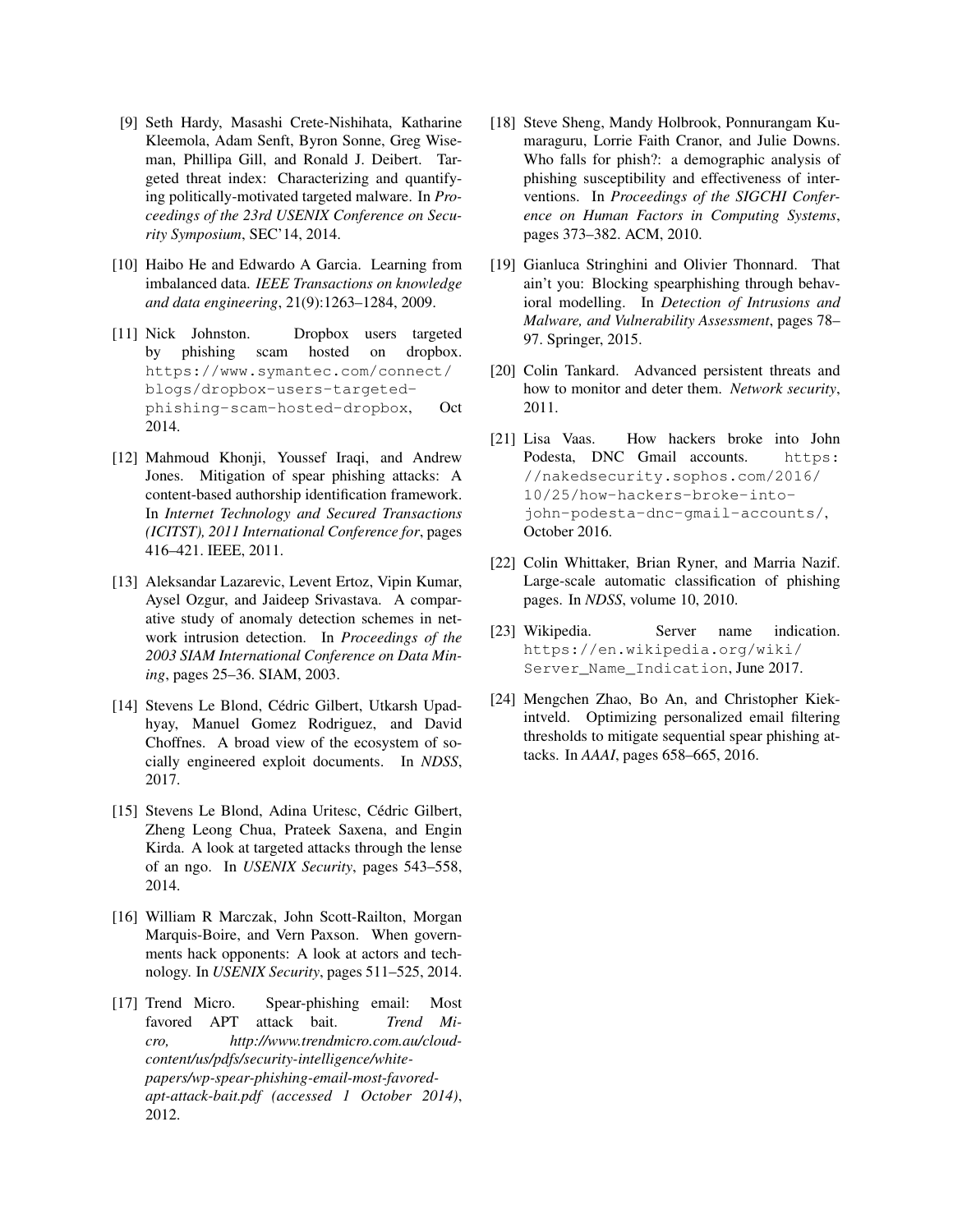[9] Seth Hardy, Masashi Crete-Nishihata, Katharine Kleemola, Adam Senft, Byron Sonne, Greg Wiseman, Phillipa Gill, and Ronald J. Deibert. Targeted threat index: Characterizing and quantifying politically-motivated targeted malware. In *Proceedings of the 23rd USENIX Conference on Security Symposium*, SEC'14, 2014.

[10] Haibo He and Edwardo A Garcia. Learning from imbalanced data. *IEEE Transactions on knowledge and data engineering*, 21(9):1263–1284, 2009.

[11] Nick Johnston. Dropbox users targeted by phishing scam hosted on dropbox. `https://www.symantec.com/connect/blogs/dropbox-users-targeted-phishing-scam-hosted-dropbox`, Oct 2014.

[12] Mahmoud Khonji, Youssef Iraqi, and Andrew Jones. Mitigation of spear phishing attacks: A content-based authorship identification framework. In *Internet Technology and Secured Transactions (ICITST), 2011 International Conference for*, pages 416–421. IEEE, 2011.

[13] Aleksandar Lazarevic, Levent Ertoz, Vipin Kumar, Aysel Ozgur, and Jaideep Srivastava. A comparative study of anomaly detection schemes in network intrusion detection. In *Proceedings of the 2003 SIAM International Conference on Data Mining*, pages 25–36. SIAM, 2003.

[14] Stevens Le Blond, Cédric Gilbert, Utkarsh Upadhyay, Manuel Gomez Rodriguez, and David Choffnes. A broad view of the ecosystem of socially engineered exploit documents. In *NDSS*, 2017.

[15] Stevens Le Blond, Adina Uritesc, Cédric Gilbert, Zheng Leong Chua, Prateek Saxena, and Engin Kirda. A look at targeted attacks through the lense of an ngo. In *USENIX Security*, pages 543–558, 2014.

[16] William R Marczak, John Scott-Railton, Morgan Marquis-Boire, and Vern Paxson. When governments hack opponents: A look at actors and technology. In *USENIX Security*, pages 511–525, 2014.

[17] Trend Micro. Spear-phishing email: Most favored APT attack bait. *Trend Micro, http://www.trendmicro.com.au/cloud-content/us/pdfs/security-intelligence/white-papers/wp-spear-phishing-email-most-favored-apt-attack-bait.pdf (accessed 1 October 2014)*, 2012.

[18] Steve Sheng, Mandy Holbrook, Ponnurangam Kumaraguru, Lorrie Faith Cranor, and Julie Downs. Who falls for phish?: a demographic analysis of phishing susceptibility and effectiveness of interventions. In *Proceedings of the SIGCHI Conference on Human Factors in Computing Systems*, pages 373–382. ACM, 2010.

[19] Gianluca Stringhini and Olivier Thonnard. That ain't you: Blocking spearphishing through behavioral modelling. In *Detection of Intrusions and Malware, and Vulnerability Assessment*, pages 78–97. Springer, 2015.

[20] Colin Tankard. Advanced persistent threats and how to monitor and deter them. *Network security*, 2011.

[21] Lisa Vaas. How hackers broke into John Podesta, DNC Gmail accounts. `https://nakedsecurity.sophos.com/2016/10/25/how-hackers-broke-into-john-podesta-dnc-gmail-accounts/`, October 2016.

[22] Colin Whittaker, Brian Ryner, and Marria Nazif. Large-scale automatic classification of phishing pages. In *NDSS*, volume 10, 2010.

[23] Wikipedia. Server name indication. `https://en.wikipedia.org/wiki/Server_Name_Indication`, June 2017.

[24] Mengchen Zhao, Bo An, and Christopher Kiekintveld. Optimizing personalized email filtering thresholds to mitigate sequential spear phishing attacks. In *AAAI*, pages 658–665, 2016.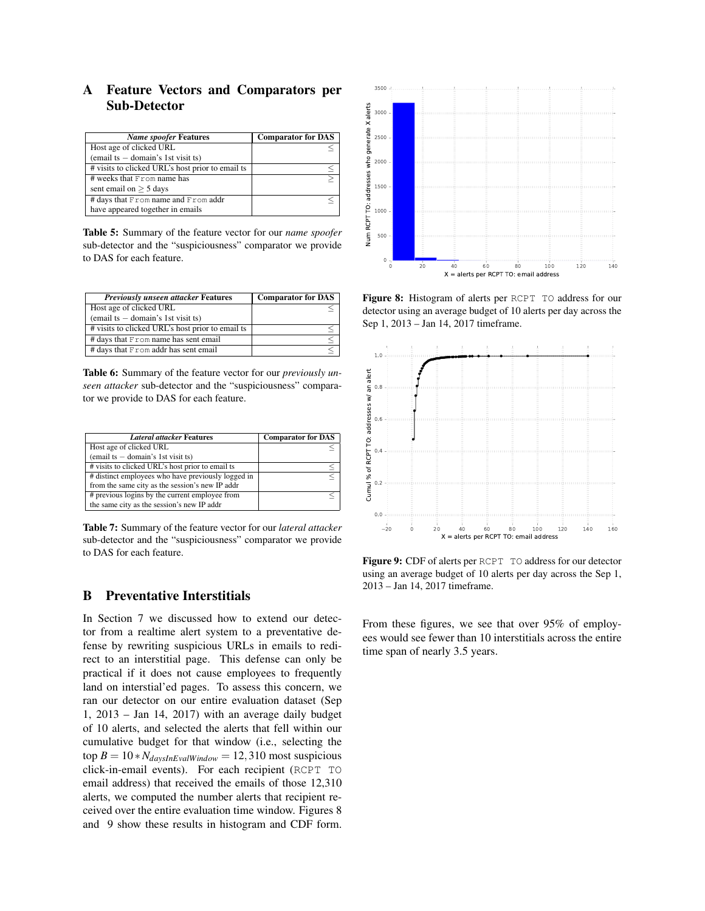# A Feature Vectors and Comparators per Sub-Detector

| *Name spoofer* Features | Comparator for DAS |
|---|---|
| Host age of clicked URL (email ts − domain's 1st visit ts) | ≤ |
| # visits to clicked URL's host prior to email ts | ≤ |
| # weeks that From name has sent email on ≥ 5 days | ≥ |
| # days that From name and From addr have appeared together in emails | ≤ |

**Table 5:** Summary of the feature vector for our *name spoofer* sub-detector and the "suspiciousness" comparator we provide to DAS for each feature.

| *Previously unseen attacker* Features | Comparator for DAS |
|---|---|
| Host age of clicked URL (email ts − domain's 1st visit ts) | ≤ |
| # visits to clicked URL's host prior to email ts | ≤ |
| # days that From name has sent email | ≤ |
| # days that From addr has sent email | ≤ |

**Table 6:** Summary of the feature vector for our *previously unseen attacker* sub-detector and the "suspiciousness" comparator we provide to DAS for each feature.

| *Lateral attacker* Features | Comparator for DAS |
|---|---|
| Host age of clicked URL (email ts − domain's 1st visit ts) | ≤ |
| # visits to clicked URL's host prior to email ts | ≤ |
| # distinct employees who have previously logged in from the same city as the session's new IP addr | ≤ |
| # previous logins by the current employee from the same city as the session's new IP addr | ≤ |

**Table 7:** Summary of the feature vector for our *lateral attacker* sub-detector and the "suspiciousness" comparator we provide to DAS for each feature.

# B Preventative Interstitials

In Section 7 we discussed how to extend our detector from a realtime alert system to a preventative defense by rewriting suspicious URLs in emails to redirect to an interstitial page. This defense can only be practical if it does not cause employees to frequently land on interstial'ed pages. To assess this concern, we ran our detector on our entire evaluation dataset (Sep 1, 2013 – Jan 14, 2017) with an average daily budget of 10 alerts, and selected the alerts that fell within our cumulative budget for that window (i.e., selecting the top $B = 10 * N_{daysInEvalWindow} = 12,310$ most suspicious click-in-email events). For each recipient (RCPT TO email address) that received the emails of those 12,310 alerts, we computed the number alerts that recipient received over the entire evaluation time window. Figures 8 and 9 show these results in histogram and CDF form.

Num RCPT TO: addresses who generate X alerts
3500
3000
2500
2000
1500
1000
500
0
0 20 40 60 80 100 120 140
X = alerts per RCPT TO: email address

**Figure 8:** Histogram of alerts per RCPT TO address for our detector using an average budget of 10 alerts per day across the Sep 1, 2013 – Jan 14, 2017 timeframe.

Cumul % of RCPT TO: addresses w/ an alert
1.0
0.8
0.6
0.4
0.2
0.0
−20 0 20 40 60 80 100 120 140 160
X = alerts per RCPT TO: email address

**Figure 9:** CDF of alerts per RCPT TO address for our detector using an average budget of 10 alerts per day across the Sep 1, 2013 – Jan 14, 2017 timeframe.

From these figures, we see that over 95% of employees would see fewer than 10 interstitials across the entire time span of nearly 3.5 years.